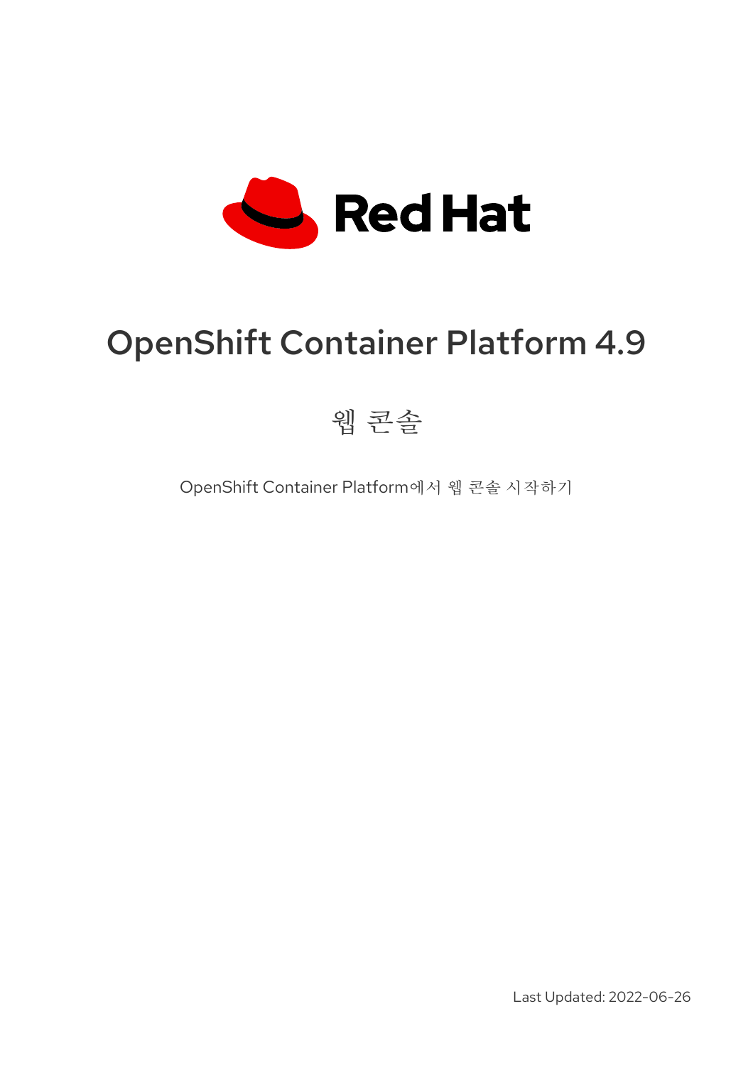Red Hat

# OpenShift Container Platform 4.9

## 웹 콘솔

OpenShift Container Platform에서 웹 콘솔 시작하기

Last Updated: 2022-06-26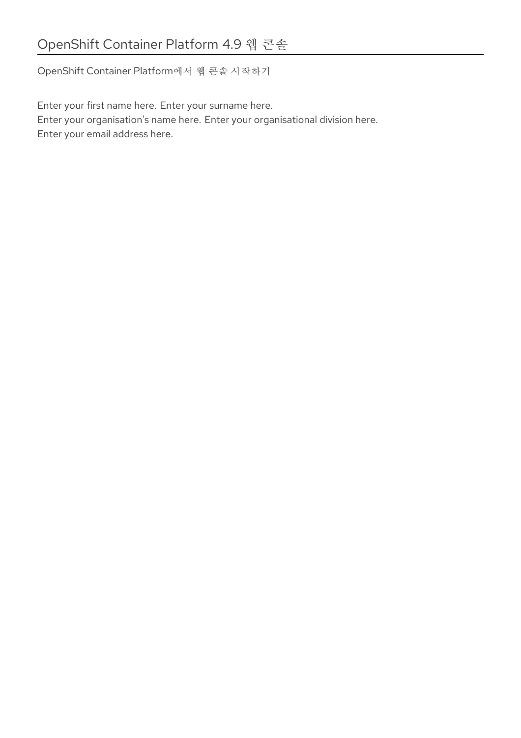# OpenShift Container Platform 4.9 웹 콘솔

OpenShift Container Platform에서 웹 콘솔 시작하기

Enter your first name here. Enter your surname here.
Enter your organisation's name here. Enter your organisational division here.
Enter your email address here.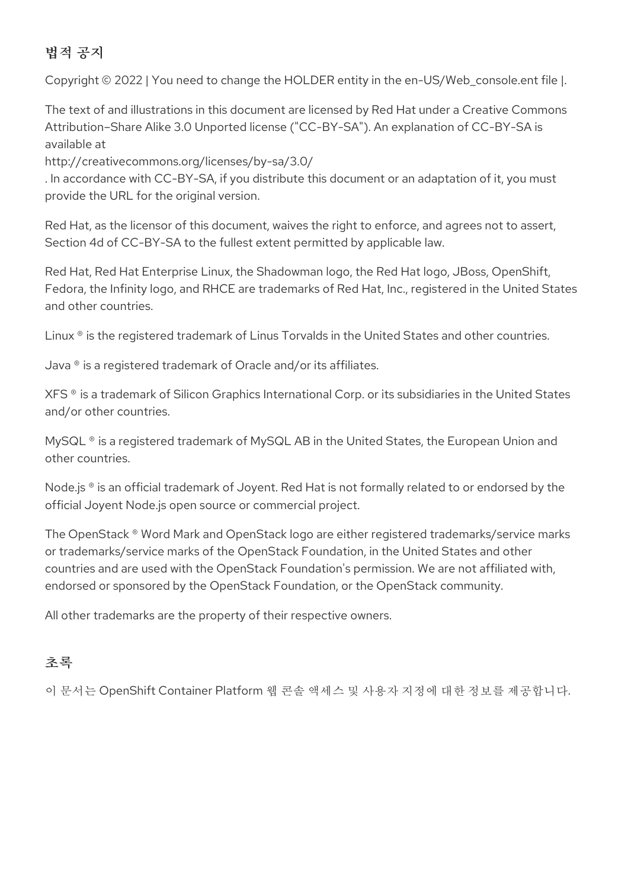## 법적 공지

Copyright © 2022 | You need to change the HOLDER entity in the en-US/Web_console.ent file |.

The text of and illustrations in this document are licensed by Red Hat under a Creative Commons Attribution–Share Alike 3.0 Unported license ("CC-BY-SA"). An explanation of CC-BY-SA is available at
http://creativecommons.org/licenses/by-sa/3.0/
. In accordance with CC-BY-SA, if you distribute this document or an adaptation of it, you must provide the URL for the original version.

Red Hat, as the licensor of this document, waives the right to enforce, and agrees not to assert, Section 4d of CC-BY-SA to the fullest extent permitted by applicable law.

Red Hat, Red Hat Enterprise Linux, the Shadowman logo, the Red Hat logo, JBoss, OpenShift, Fedora, the Infinity logo, and RHCE are trademarks of Red Hat, Inc., registered in the United States and other countries.

Linux ® is the registered trademark of Linus Torvalds in the United States and other countries.

Java ® is a registered trademark of Oracle and/or its affiliates.

XFS ® is a trademark of Silicon Graphics International Corp. or its subsidiaries in the United States and/or other countries.

MySQL ® is a registered trademark of MySQL AB in the United States, the European Union and other countries.

Node.js ® is an official trademark of Joyent. Red Hat is not formally related to or endorsed by the official Joyent Node.js open source or commercial project.

The OpenStack ® Word Mark and OpenStack logo are either registered trademarks/service marks or trademarks/service marks of the OpenStack Foundation, in the United States and other countries and are used with the OpenStack Foundation's permission. We are not affiliated with, endorsed or sponsored by the OpenStack Foundation, or the OpenStack community.

All other trademarks are the property of their respective owners.

## 초록

이 문서는 OpenShift Container Platform 웹 콘솔 액세스 및 사용자 지정에 대한 정보를 제공합니다.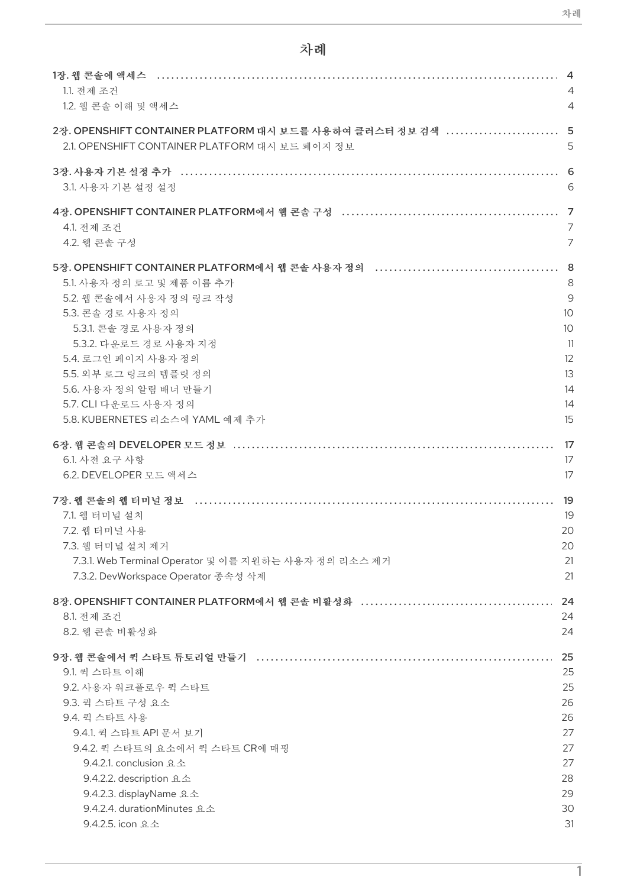# 차례

**1장. 웹 콘솔에 액세스** ..... 4
- 1.1. 전제 조건 ..... 4
- 1.2. 웹 콘솔 이해 및 액세스 ..... 4

**2장. OPENSHIFT CONTAINER PLATFORM 대시 보드를 사용하여 클러스터 정보 검색** ..... 5
- 2.1. OPENSHIFT CONTAINER PLATFORM 대시 보드 페이지 정보 ..... 5

**3장. 사용자 기본 설정 추가** ..... 6
- 3.1. 사용자 기본 설정 설정 ..... 6

**4장. OPENSHIFT CONTAINER PLATFORM에서 웹 콘솔 구성** ..... 7
- 4.1. 전제 조건 ..... 7
- 4.2. 웹 콘솔 구성 ..... 7

**5장. OPENSHIFT CONTAINER PLATFORM에서 웹 콘솔 사용자 정의** ..... 8
- 5.1. 사용자 정의 로고 및 제품 이름 추가 ..... 8
- 5.2. 웹 콘솔에서 사용자 정의 링크 작성 ..... 9
- 5.3. 콘솔 경로 사용자 정의 ..... 10
  - 5.3.1. 콘솔 경로 사용자 정의 ..... 10
  - 5.3.2. 다운로드 경로 사용자 지정 ..... 11
- 5.4. 로그인 페이지 사용자 정의 ..... 12
- 5.5. 외부 로그 링크의 템플릿 정의 ..... 13
- 5.6. 사용자 정의 알림 배너 만들기 ..... 14
- 5.7. CLI 다운로드 사용자 정의 ..... 14
- 5.8. KUBERNETES 리소스에 YAML 예제 추가 ..... 15

**6장. 웹 콘솔의 DEVELOPER 모드 정보** ..... 17
- 6.1. 사전 요구 사항 ..... 17
- 6.2. DEVELOPER 모드 액세스 ..... 17

**7장. 웹 콘솔의 웹 터미널 정보** ..... 19
- 7.1. 웹 터미널 설치 ..... 19
- 7.2. 웹 터미널 사용 ..... 20
- 7.3. 웹 터미널 설치 제거 ..... 20
  - 7.3.1. Web Terminal Operator 및 이를 지원하는 사용자 정의 리소스 제거 ..... 21
  - 7.3.2. DevWorkspace Operator 종속성 삭제 ..... 21

**8장. OPENSHIFT CONTAINER PLATFORM에서 웹 콘솔 비활성화** ..... 24
- 8.1. 전제 조건 ..... 24
- 8.2. 웹 콘솔 비활성화 ..... 24

**9장. 웹 콘솔에서 퀵 스타트 튜토리얼 만들기** ..... 25
- 9.1. 퀵 스타트 이해 ..... 25
- 9.2. 사용자 워크플로우 퀵 스타트 ..... 25
- 9.3. 퀵 스타트 구성 요소 ..... 26
- 9.4. 퀵 스타트 사용 ..... 26
  - 9.4.1. 퀵 스타트 API 문서 보기 ..... 27
  - 9.4.2. 퀵 스타트의 요소에서 퀵 스타트 CR에 매핑 ..... 27
    - 9.4.2.1. conclusion 요소 ..... 27
    - 9.4.2.2. description 요소 ..... 28
    - 9.4.2.3. displayName 요소 ..... 29
    - 9.4.2.4. durationMinutes 요소 ..... 30
    - 9.4.2.5. icon 요소 ..... 31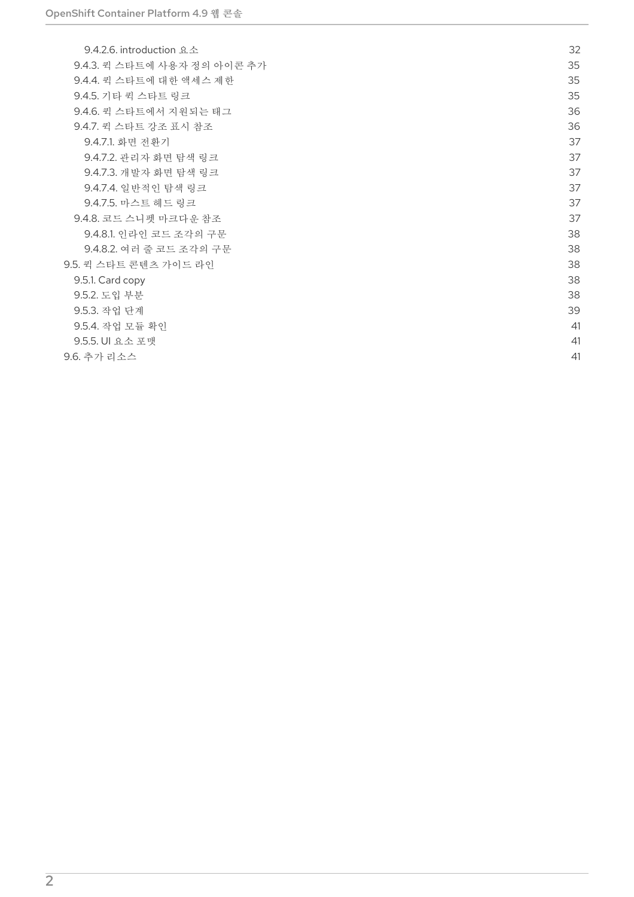9.4.2.6. introduction 요소 32
9.4.3. 퀵 스타트에 사용자 정의 아이콘 추가 35
9.4.4. 퀵 스타트에 대한 액세스 제한 35
9.4.5. 기타 퀵 스타트 링크 35
9.4.6. 퀵 스타트에서 지원되는 태그 36
9.4.7. 퀵 스타트 강조 표시 참조 36
9.4.7.1. 화면 전환기 37
9.4.7.2. 관리자 화면 탐색 링크 37
9.4.7.3. 개발자 화면 탐색 링크 37
9.4.7.4. 일반적인 탐색 링크 37
9.4.7.5. 마스트 헤드 링크 37
9.4.8. 코드 스니펫 마크다운 참조 37
9.4.8.1. 인라인 코드 조각의 구문 38
9.4.8.2. 여러 줄 코드 조각의 구문 38
9.5. 퀵 스타트 콘텐츠 가이드 라인 38
9.5.1. Card copy 38
9.5.2. 도입 부분 38
9.5.3. 작업 단계 39
9.5.4. 작업 모듈 확인 41
9.5.5. UI 요소 포맷 41
9.6. 추가 리소스 41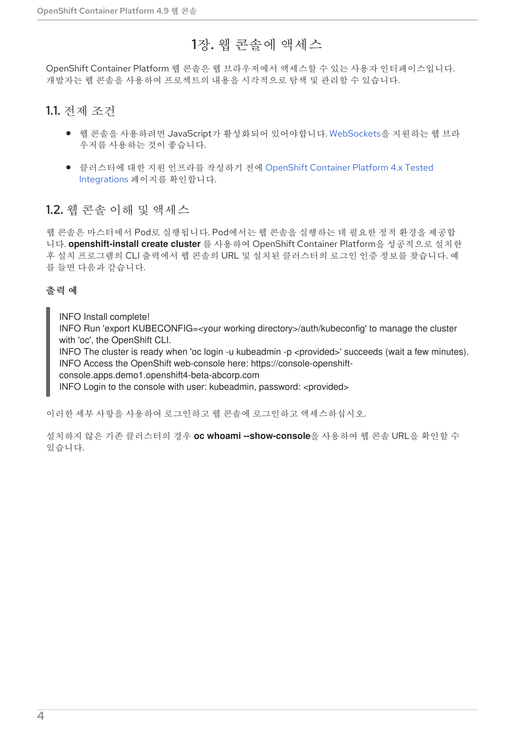# 1장. 웹 콘솔에 액세스

OpenShift Container Platform 웹 콘솔은 웹 브라우저에서 액세스할 수 있는 사용자 인터페이스입니다. 개발자는 웹 콘솔을 사용하여 프로젝트의 내용을 시각적으로 탐색 및 관리할 수 있습니다.

## 1.1. 전제 조건

- 웹 콘솔을 사용하려면 JavaScript가 활성화되어 있어야합니다. WebSockets을 지원하는 웹 브라우저를 사용하는 것이 좋습니다.
- 클러스터에 대한 지원 인프라를 작성하기 전에 OpenShift Container Platform 4.x Tested Integrations 페이지를 확인합니다.

## 1.2. 웹 콘솔 이해 및 액세스

웹 콘솔은 마스터에서 Pod로 실행됩니다. Pod에서는 웹 콘솔을 실행하는 데 필요한 정적 환경을 제공합니다. **openshift-install create cluster** 를 사용하여 OpenShift Container Platform을 성공적으로 설치한 후 설치 프로그램의 CLI 출력에서 웹 콘솔의 URL 및 설치된 클러스터의 로그인 인증 정보를 찾습니다. 예를 들면 다음과 같습니다.

**출력 예**

```
INFO Install complete!
INFO Run 'export KUBECONFIG=<your working directory>/auth/kubeconfig' to manage the cluster with 'oc', the OpenShift CLI.
INFO The cluster is ready when 'oc login -u kubeadmin -p <provided>' succeeds (wait a few minutes).
INFO Access the OpenShift web-console here: https://console-openshift-console.apps.demo1.openshift4-beta-abcorp.com
INFO Login to the console with user: kubeadmin, password: <provided>
```

이러한 세부 사항을 사용하여 로그인하고 웹 콘솔에 로그인하고 액세스하십시오.

설치하지 않은 기존 클러스터의 경우 **oc whoami --show-console**을 사용하여 웹 콘솔 URL을 확인할 수 있습니다.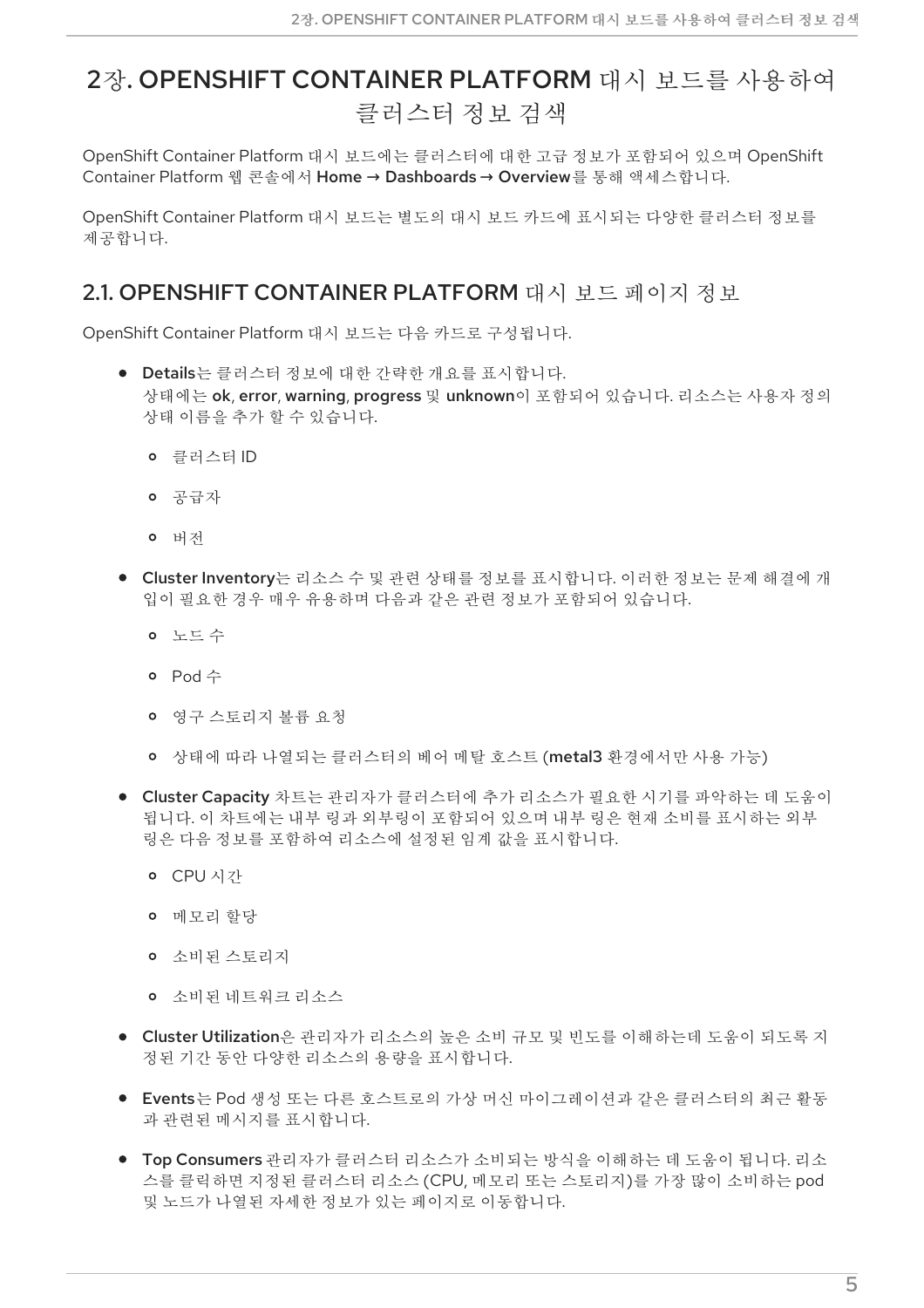# 2장. OPENSHIFT CONTAINER PLATFORM 대시 보드를 사용하여 클러스터 정보 검색

OpenShift Container Platform 대시 보드에는 클러스터에 대한 고급 정보가 포함되어 있으며 OpenShift Container Platform 웹 콘솔에서 **Home → Dashboards → Overview**를 통해 액세스합니다.

OpenShift Container Platform 대시 보드는 별도의 대시 보드 카드에 표시되는 다양한 클러스터 정보를 제공합니다.

## 2.1. OPENSHIFT CONTAINER PLATFORM 대시 보드 페이지 정보

OpenShift Container Platform 대시 보드는 다음 카드로 구성됩니다.

- **Details**는 클러스터 정보에 대한 간략한 개요를 표시합니다.
  상태에는 **ok**, **error**, **warning**, **progress** 및 **unknown**이 포함되어 있습니다. 리소스는 사용자 정의 상태 이름을 추가 할 수 있습니다.
  - 클러스터 ID
  - 공급자
  - 버전
- **Cluster Inventory**는 리소스 수 및 관련 상태를 정보를 표시합니다. 이러한 정보는 문제 해결에 개입이 필요한 경우 매우 유용하며 다음과 같은 관련 정보가 포함되어 있습니다.
  - 노드 수
  - Pod 수
  - 영구 스토리지 볼륨 요청
  - 상태에 따라 나열되는 클러스터의 베어 메탈 호스트 (**metal3** 환경에서만 사용 가능)
- **Cluster Capacity** 차트는 관리자가 클러스터에 추가 리소스가 필요한 시기를 파악하는 데 도움이 됩니다. 이 차트에는 내부 링과 외부링이 포함되어 있으며 내부 링은 현재 소비를 표시하는 외부 링은 다음 정보를 포함하여 리소스에 설정된 임계 값을 표시합니다.
  - CPU 시간
  - 메모리 할당
  - 소비된 스토리지
  - 소비된 네트워크 리소스
- **Cluster Utilization**은 관리자가 리소스의 높은 소비 규모 및 빈도를 이해하는데 도움이 되도록 지정된 기간 동안 다양한 리소스의 용량을 표시합니다.
- **Events**는 Pod 생성 또는 다른 호스트로의 가상 머신 마이그레이션과 같은 클러스터의 최근 활동과 관련된 메시지를 표시합니다.
- **Top Consumers** 관리자가 클러스터 리소스가 소비되는 방식을 이해하는 데 도움이 됩니다. 리소스를 클릭하면 지정된 클러스터 리소스 (CPU, 메모리 또는 스토리지)를 가장 많이 소비하는 pod 및 노드가 나열된 자세한 정보가 있는 페이지로 이동합니다.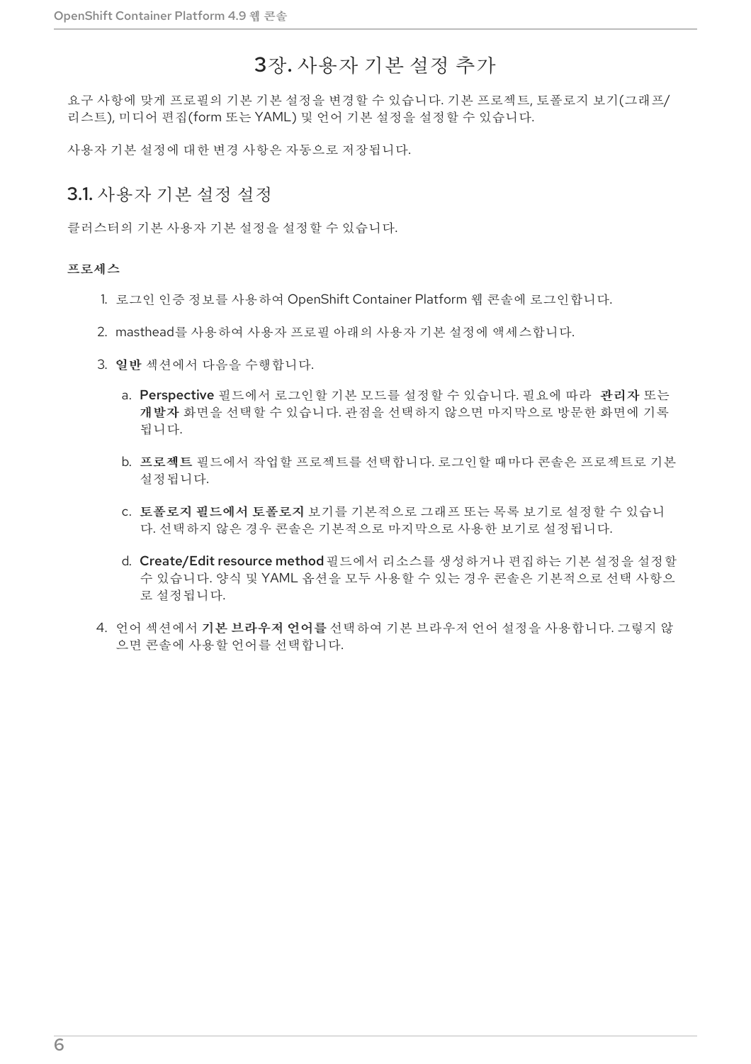# 3장. 사용자 기본 설정 추가

요구 사항에 맞게 프로필의 기본 기본 설정을 변경할 수 있습니다. 기본 프로젝트, 토폴로지 보기(그래프/리스트), 미디어 편집(form 또는 YAML) 및 언어 기본 설정을 설정할 수 있습니다.

사용자 기본 설정에 대한 변경 사항은 자동으로 저장됩니다.

## 3.1. 사용자 기본 설정 설정

클러스터의 기본 사용자 기본 설정을 설정할 수 있습니다.

**프로세스**

1. 로그인 인증 정보를 사용하여 OpenShift Container Platform 웹 콘솔에 로그인합니다.
2. masthead를 사용하여 사용자 프로필 아래의 사용자 기본 설정에 액세스합니다.
3. **일반** 섹션에서 다음을 수행합니다.
   a. **Perspective** 필드에서 로그인할 기본 모드를 설정할 수 있습니다. 필요에 따라 **관리자** 또는 **개발자** 화면을 선택할 수 있습니다. 관점을 선택하지 않으면 마지막으로 방문한 화면에 기록됩니다.
   b. **프로젝트** 필드에서 작업할 프로젝트를 선택합니다. 로그인할 때마다 콘솔은 프로젝트로 기본 설정됩니다.
   c. **토폴로지 필드에서 토폴로지** 보기를 기본적으로 그래프 또는 목록 보기로 설정할 수 있습니다. 선택하지 않은 경우 콘솔은 기본적으로 마지막으로 사용한 보기로 설정됩니다.
   d. **Create/Edit resource method** 필드에서 리소스를 생성하거나 편집하는 기본 설정을 설정할 수 있습니다. 양식 및 YAML 옵션을 모두 사용할 수 있는 경우 콘솔은 기본적으로 선택 사항으로 설정됩니다.
4. 언어 섹션에서 **기본 브라우저 언어를** 선택하여 기본 브라우저 언어 설정을 사용합니다. 그렇지 않으면 콘솔에 사용할 언어를 선택합니다.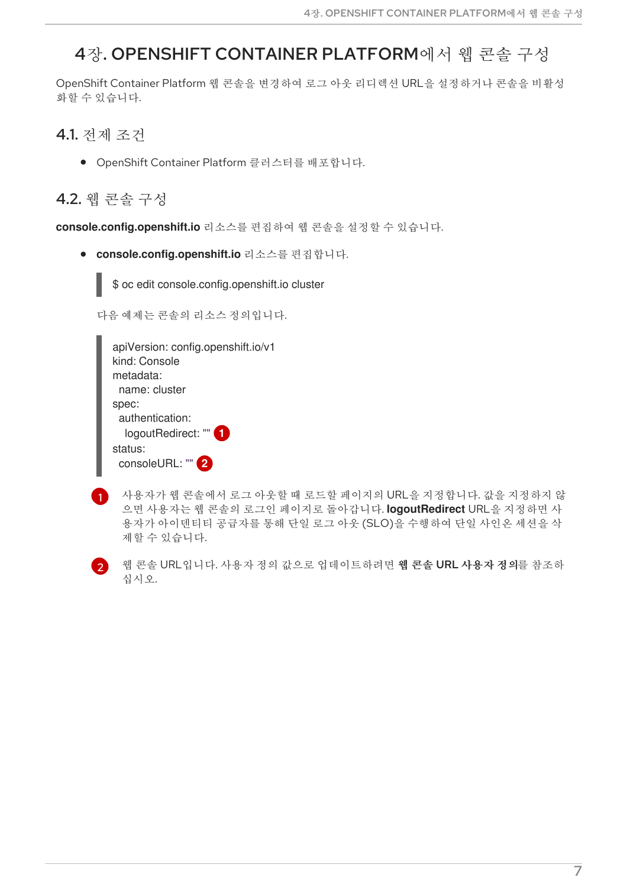# 4장. OPENSHIFT CONTAINER PLATFORM에서 웹 콘솔 구성

OpenShift Container Platform 웹 콘솔을 변경하여 로그 아웃 리디렉션 URL을 설정하거나 콘솔을 비활성화할 수 있습니다.

## 4.1. 전제 조건

- OpenShift Container Platform 클러스터를 배포합니다.

## 4.2. 웹 콘솔 구성

**console.config.openshift.io** 리소스를 편집하여 웹 콘솔을 설정할 수 있습니다.

- **console.config.openshift.io** 리소스를 편집합니다.

```
$ oc edit console.config.openshift.io cluster
```

다음 예제는 콘솔의 리소스 정의입니다.

```
apiVersion: config.openshift.io/v1
kind: Console
metadata:
  name: cluster
spec:
  authentication:
    logoutRedirect: "" (1)
status:
  consoleURL: "" (2)
```

1. 사용자가 웹 콘솔에서 로그 아웃할 때 로드할 페이지의 URL을 지정합니다. 값을 지정하지 않으면 사용자는 웹 콘솔의 로그인 페이지로 돌아갑니다. **logoutRedirect** URL을 지정하면 사용자가 아이덴티티 공급자를 통해 단일 로그 아웃 (SLO)을 수행하여 단일 사인온 세션을 삭제할 수 있습니다.

2. 웹 콘솔 URL입니다. 사용자 정의 값으로 업데이트하려면 **웹 콘솔 URL 사용자 정의**를 참조하십시오.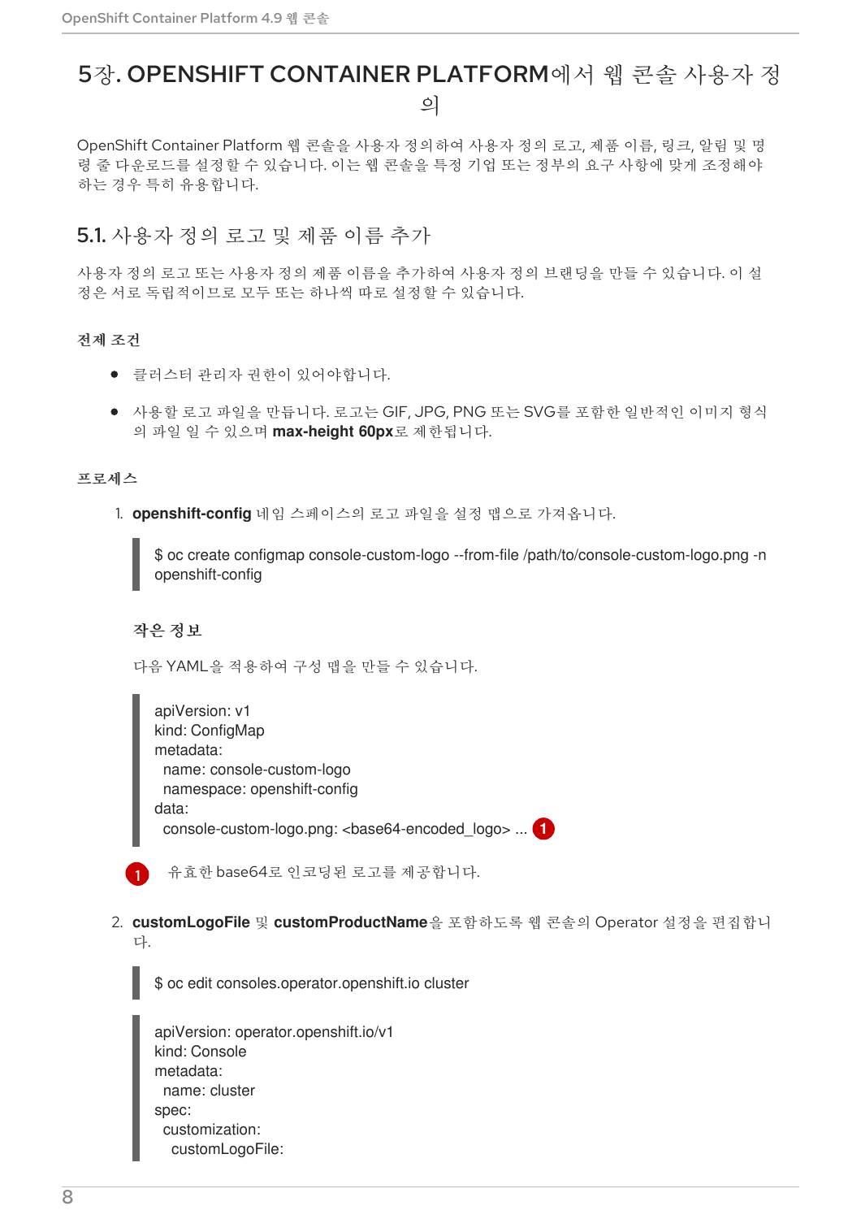# 5장. OPENSHIFT CONTAINER PLATFORM에서 웹 콘솔 사용자 정의

OpenShift Container Platform 웹 콘솔을 사용자 정의하여 사용자 정의 로고, 제품 이름, 링크, 알림 및 명령 줄 다운로드를 설정할 수 있습니다. 이는 웹 콘솔을 특정 기업 또는 정부의 요구 사항에 맞게 조정해야 하는 경우 특히 유용합니다.

## 5.1. 사용자 정의 로고 및 제품 이름 추가

사용자 정의 로고 또는 사용자 정의 제품 이름을 추가하여 사용자 정의 브랜딩을 만들 수 있습니다. 이 설정은 서로 독립적이므로 모두 또는 하나씩 따로 설정할 수 있습니다.

### 전제 조건

- 클러스터 관리자 권한이 있어야합니다.
- 사용할 로고 파일을 만듭니다. 로고는 GIF, JPG, PNG 또는 SVG를 포함한 일반적인 이미지 형식의 파일 일 수 있으며 **max-height 60px**로 제한됩니다.

### 프로세스

1. **openshift-config** 네임 스페이스의 로고 파일을 설정 맵으로 가져옵니다.

```
$ oc create configmap console-custom-logo --from-file /path/to/console-custom-logo.png -n openshift-config
```

**작은 정보**

다음 YAML을 적용하여 구성 맵을 만들 수 있습니다.

```
apiVersion: v1
kind: ConfigMap
metadata:
  name: console-custom-logo
  namespace: openshift-config
data:
  console-custom-logo.png: <base64-encoded_logo> ... (1)
```

(1) 유효한 base64로 인코딩된 로고를 제공합니다.

2. **customLogoFile** 및 **customProductName**을 포함하도록 웹 콘솔의 Operator 설정을 편집합니다.

```
$ oc edit consoles.operator.openshift.io cluster
```

```
apiVersion: operator.openshift.io/v1
kind: Console
metadata:
  name: cluster
spec:
  customization:
    customLogoFile:
```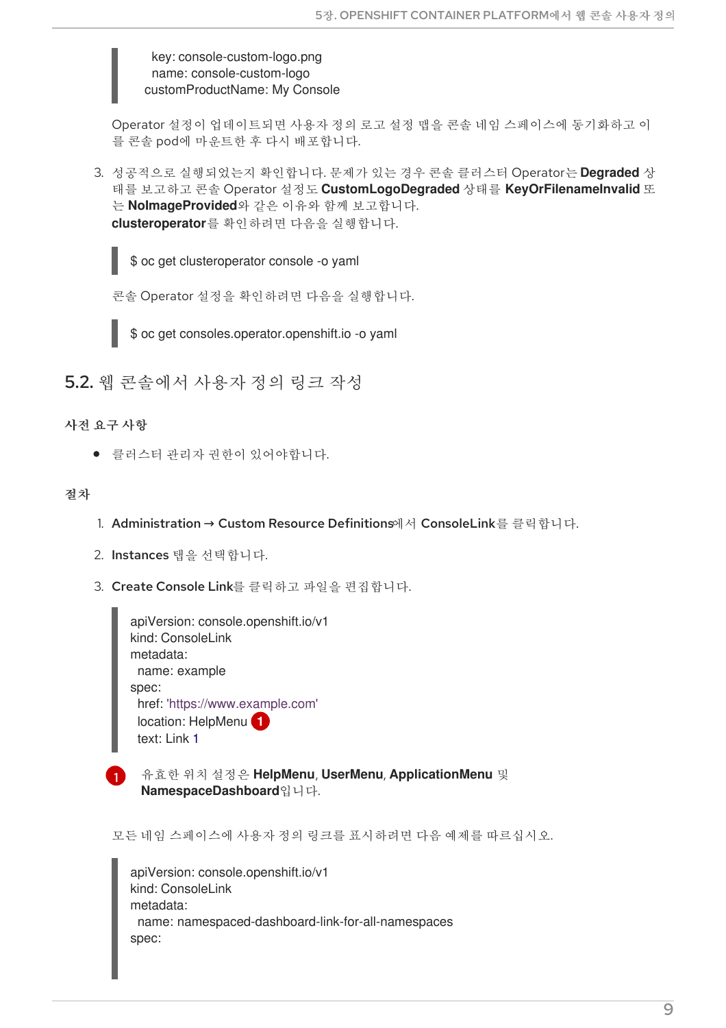```
  key: console-custom-logo.png
  name: console-custom-logo
customProductName: My Console
```

Operator 설정이 업데이트되면 사용자 정의 로고 설정 맵을 콘솔 네임 스페이스에 동기화하고 이를 콘솔 pod에 마운트한 후 다시 배포합니다.

3. 성공적으로 실행되었는지 확인합니다. 문제가 있는 경우 콘솔 클러스터 Operator는 **Degraded** 상태를 보고하고 콘솔 Operator 설정도 **CustomLogoDegraded** 상태를 **KeyOrFilenameInvalid** 또는 **NoImageProvided**와 같은 이유와 함께 보고합니다.
   **clusteroperator**를 확인하려면 다음을 실행합니다.

```
$ oc get clusteroperator console -o yaml
```

콘솔 Operator 설정을 확인하려면 다음을 실행합니다.

```
$ oc get consoles.operator.openshift.io -o yaml
```

## 5.2. 웹 콘솔에서 사용자 정의 링크 작성

### 사전 요구 사항

- 클러스터 관리자 권한이 있어야합니다.

### 절차

1. **Administration → Custom Resource Definitions**에서 **ConsoleLink**를 클릭합니다.
2. **Instances** 탭을 선택합니다.
3. **Create Console Link**를 클릭하고 파일을 편집합니다.

```
apiVersion: console.openshift.io/v1
kind: ConsoleLink
metadata:
  name: example
spec:
  href: 'https://www.example.com'
  location: HelpMenu 1
  text: Link 1
```

1 유효한 위치 설정은 **HelpMenu**, **UserMenu**, **ApplicationMenu** 및 **NamespaceDashboard**입니다.

모든 네임 스페이스에 사용자 정의 링크를 표시하려면 다음 예제를 따르십시오.

```
apiVersion: console.openshift.io/v1
kind: ConsoleLink
metadata:
  name: namespaced-dashboard-link-for-all-namespaces
spec:
```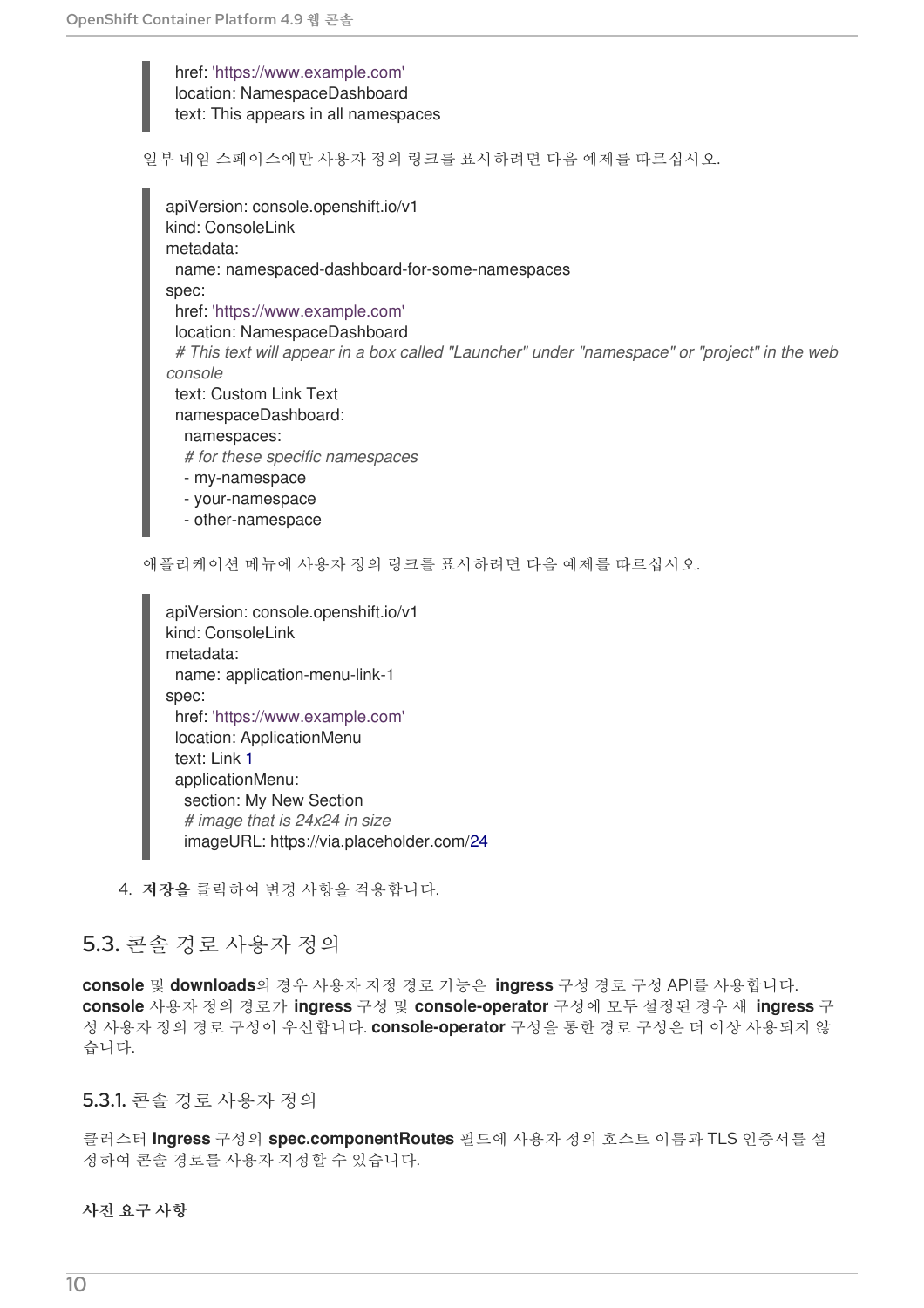```
href: 'https://www.example.com'
location: NamespaceDashboard
text: This appears in all namespaces
```

일부 네임 스페이스에만 사용자 정의 링크를 표시하려면 다음 예제를 따르십시오.

```
apiVersion: console.openshift.io/v1
kind: ConsoleLink
metadata:
  name: namespaced-dashboard-for-some-namespaces
spec:
  href: 'https://www.example.com'
  location: NamespaceDashboard
  # This text will appear in a box called "Launcher" under "namespace" or "project" in the web console
  text: Custom Link Text
  namespaceDashboard:
    namespaces:
    # for these specific namespaces
    - my-namespace
    - your-namespace
    - other-namespace
```

애플리케이션 메뉴에 사용자 정의 링크를 표시하려면 다음 예제를 따르십시오.

```
apiVersion: console.openshift.io/v1
kind: ConsoleLink
metadata:
  name: application-menu-link-1
spec:
  href: 'https://www.example.com'
  location: ApplicationMenu
  text: Link 1
  applicationMenu:
    section: My New Section
    # image that is 24x24 in size
    imageURL: https://via.placeholder.com/24
```

4. **저장을** 클릭하여 변경 사항을 적용합니다.

## 5.3. 콘솔 경로 사용자 정의

**console** 및 **downloads**의 경우 사용자 지정 경로 기능은 **ingress** 구성 경로 구성 API를 사용합니다. **console** 사용자 정의 경로가 **ingress** 구성 및 **console-operator** 구성에 모두 설정된 경우 새 **ingress** 구성 사용자 정의 경로 구성이 우선합니다. **console-operator** 구성을 통한 경로 구성은 더 이상 사용되지 않습니다.

### 5.3.1. 콘솔 경로 사용자 정의

클러스터 **Ingress** 구성의 **spec.componentRoutes** 필드에 사용자 정의 호스트 이름과 TLS 인증서를 설정하여 콘솔 경로를 사용자 지정할 수 있습니다.

**사전 요구 사항**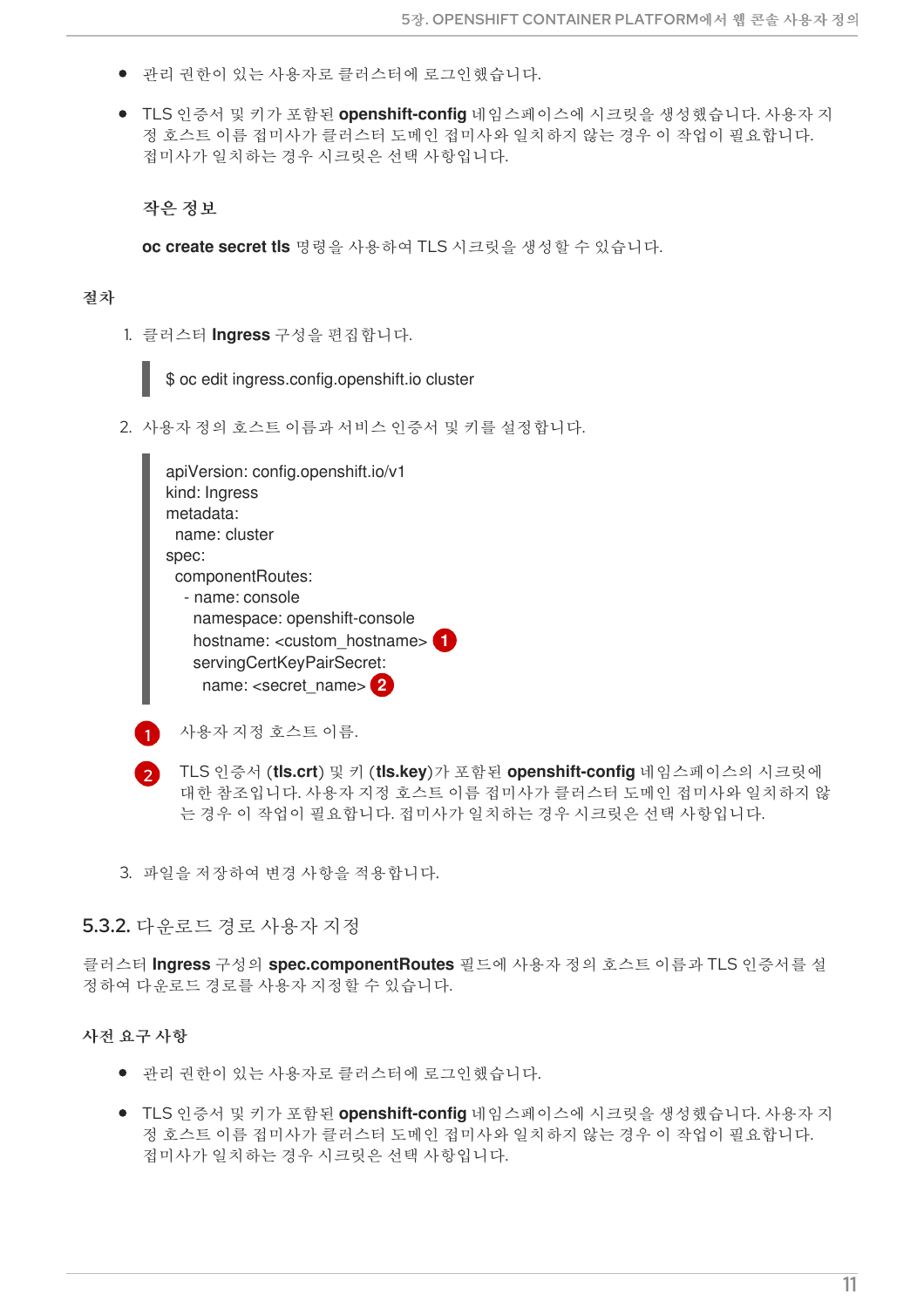- 관리 권한이 있는 사용자로 클러스터에 로그인했습니다.
- TLS 인증서 및 키가 포함된 **openshift-config** 네임스페이스에 시크릿을 생성했습니다. 사용자 지정 호스트 이름 접미사가 클러스터 도메인 접미사와 일치하지 않는 경우 이 작업이 필요합니다. 접미사가 일치하는 경우 시크릿은 선택 사항입니다.

  **작은 정보**

  **oc create secret tls** 명령을 사용하여 TLS 시크릿을 생성할 수 있습니다.

**절차**

1. 클러스터 **Ingress** 구성을 편집합니다.

```
$ oc edit ingress.config.openshift.io cluster
```

2. 사용자 정의 호스트 이름과 서비스 인증서 및 키를 설정합니다.

```
apiVersion: config.openshift.io/v1
kind: Ingress
metadata:
  name: cluster
spec:
  componentRoutes:
    - name: console
      namespace: openshift-console
      hostname: <custom_hostname> (1)
      servingCertKeyPairSecret:
        name: <secret_name> (2)
```

(1) 사용자 지정 호스트 이름.

(2) TLS 인증서 (**tls.crt**) 및 키 (**tls.key**)가 포함된 **openshift-config** 네임스페이스의 시크릿에 대한 참조입니다. 사용자 지정 호스트 이름 접미사가 클러스터 도메인 접미사와 일치하지 않는 경우 이 작업이 필요합니다. 접미사가 일치하는 경우 시크릿은 선택 사항입니다.

3. 파일을 저장하여 변경 사항을 적용합니다.

## 5.3.2. 다운로드 경로 사용자 지정

클러스터 **Ingress** 구성의 **spec.componentRoutes** 필드에 사용자 정의 호스트 이름과 TLS 인증서를 설정하여 다운로드 경로를 사용자 지정할 수 있습니다.

**사전 요구 사항**

- 관리 권한이 있는 사용자로 클러스터에 로그인했습니다.
- TLS 인증서 및 키가 포함된 **openshift-config** 네임스페이스에 시크릿을 생성했습니다. 사용자 지정 호스트 이름 접미사가 클러스터 도메인 접미사와 일치하지 않는 경우 이 작업이 필요합니다. 접미사가 일치하는 경우 시크릿은 선택 사항입니다.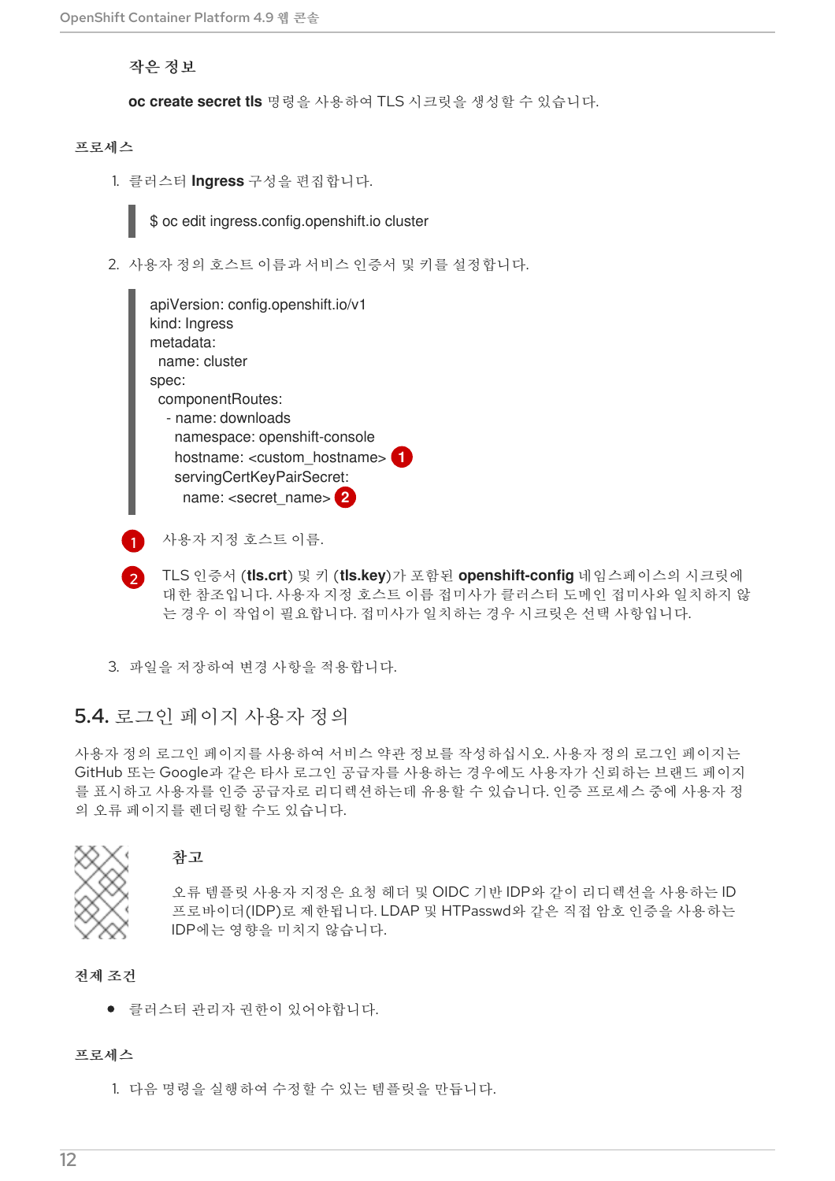**작은 정보**

**oc create secret tls** 명령을 사용하여 TLS 시크릿을 생성할 수 있습니다.

**프로세스**

1. 클러스터 **Ingress** 구성을 편집합니다.

```
$ oc edit ingress.config.openshift.io cluster
```

2. 사용자 정의 호스트 이름과 서비스 인증서 및 키를 설정합니다.

```
apiVersion: config.openshift.io/v1
kind: Ingress
metadata:
  name: cluster
spec:
  componentRoutes:
   - name: downloads
     namespace: openshift-console
     hostname: <custom_hostname> 1
     servingCertKeyPairSecret:
       name: <secret_name> 2
```

1. 사용자 지정 호스트 이름.
2. TLS 인증서 (**tls.crt**) 및 키 (**tls.key**)가 포함된 **openshift-config** 네임스페이스의 시크릿에 대한 참조입니다. 사용자 지정 호스트 이름 접미사가 클러스터 도메인 접미사와 일치하지 않는 경우 이 작업이 필요합니다. 접미사가 일치하는 경우 시크릿은 선택 사항입니다.

3. 파일을 저장하여 변경 사항을 적용합니다.

## 5.4. 로그인 페이지 사용자 정의

사용자 정의 로그인 페이지를 사용하여 서비스 약관 정보를 작성하십시오. 사용자 정의 로그인 페이지는 GitHub 또는 Google과 같은 타사 로그인 공급자를 사용하는 경우에도 사용자가 신뢰하는 브랜드 페이지를 표시하고 사용자를 인증 공급자로 리디렉션하는데 유용할 수 있습니다. 인증 프로세스 중에 사용자 정의 오류 페이지를 렌더링할 수도 있습니다.

**참고**

오류 템플릿 사용자 지정은 요청 헤더 및 OIDC 기반 IDP와 같이 리디렉션을 사용하는 ID 프로바이더(IDP)로 제한됩니다. LDAP 및 HTPasswd와 같은 직접 암호 인증을 사용하는 IDP에는 영향을 미치지 않습니다.

**전제 조건**

- 클러스터 관리자 권한이 있어야합니다.

**프로세스**

1. 다음 명령을 실행하여 수정할 수 있는 템플릿을 만듭니다.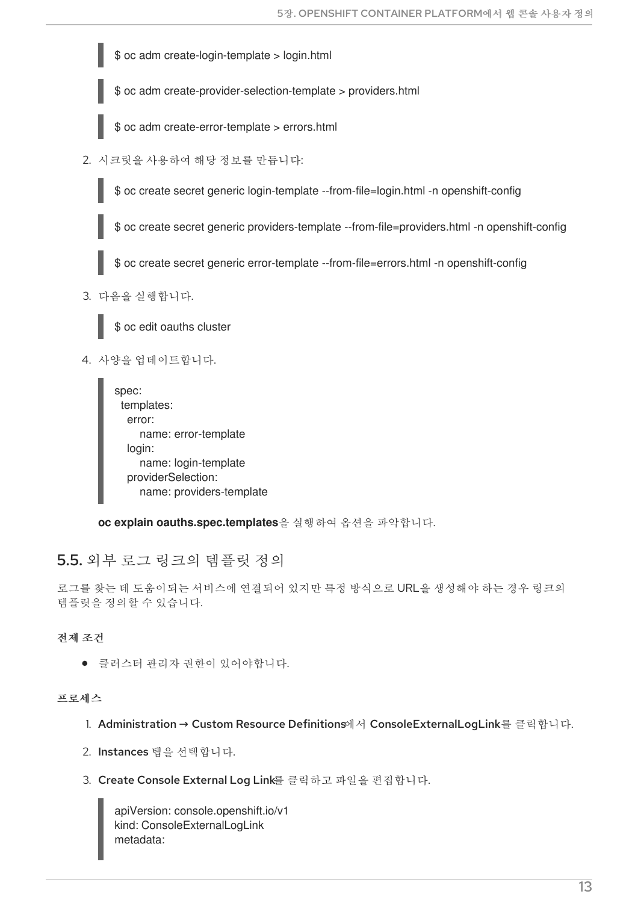```
$ oc adm create-login-template > login.html
```

```
$ oc adm create-provider-selection-template > providers.html
```

```
$ oc adm create-error-template > errors.html
```

2. 시크릿을 사용하여 해당 정보를 만듭니다:

```
$ oc create secret generic login-template --from-file=login.html -n openshift-config
```

```
$ oc create secret generic providers-template --from-file=providers.html -n openshift-config
```

```
$ oc create secret generic error-template --from-file=errors.html -n openshift-config
```

3. 다음을 실행합니다.

```
$ oc edit oauths cluster
```

4. 사양을 업데이트합니다.

```
spec:
  templates:
    error:
        name: error-template
    login:
        name: login-template
    providerSelection:
        name: providers-template
```

**oc explain oauths.spec.templates**을 실행하여 옵션을 파악합니다.

## 5.5. 외부 로그 링크의 템플릿 정의

로그를 찾는 데 도움이되는 서비스에 연결되어 있지만 특정 방식으로 URL을 생성해야 하는 경우 링크의 템플릿을 정의할 수 있습니다.

**전제 조건**

- 클러스터 관리자 권한이 있어야합니다.

**프로세스**

1. **Administration → Custom Resource Definitions**에서 **ConsoleExternalLogLink**를 클릭합니다.
2. **Instances** 탭을 선택합니다.
3. **Create Console External Log Link**를 클릭하고 파일을 편집합니다.

```
apiVersion: console.openshift.io/v1
kind: ConsoleExternalLogLink
metadata:
```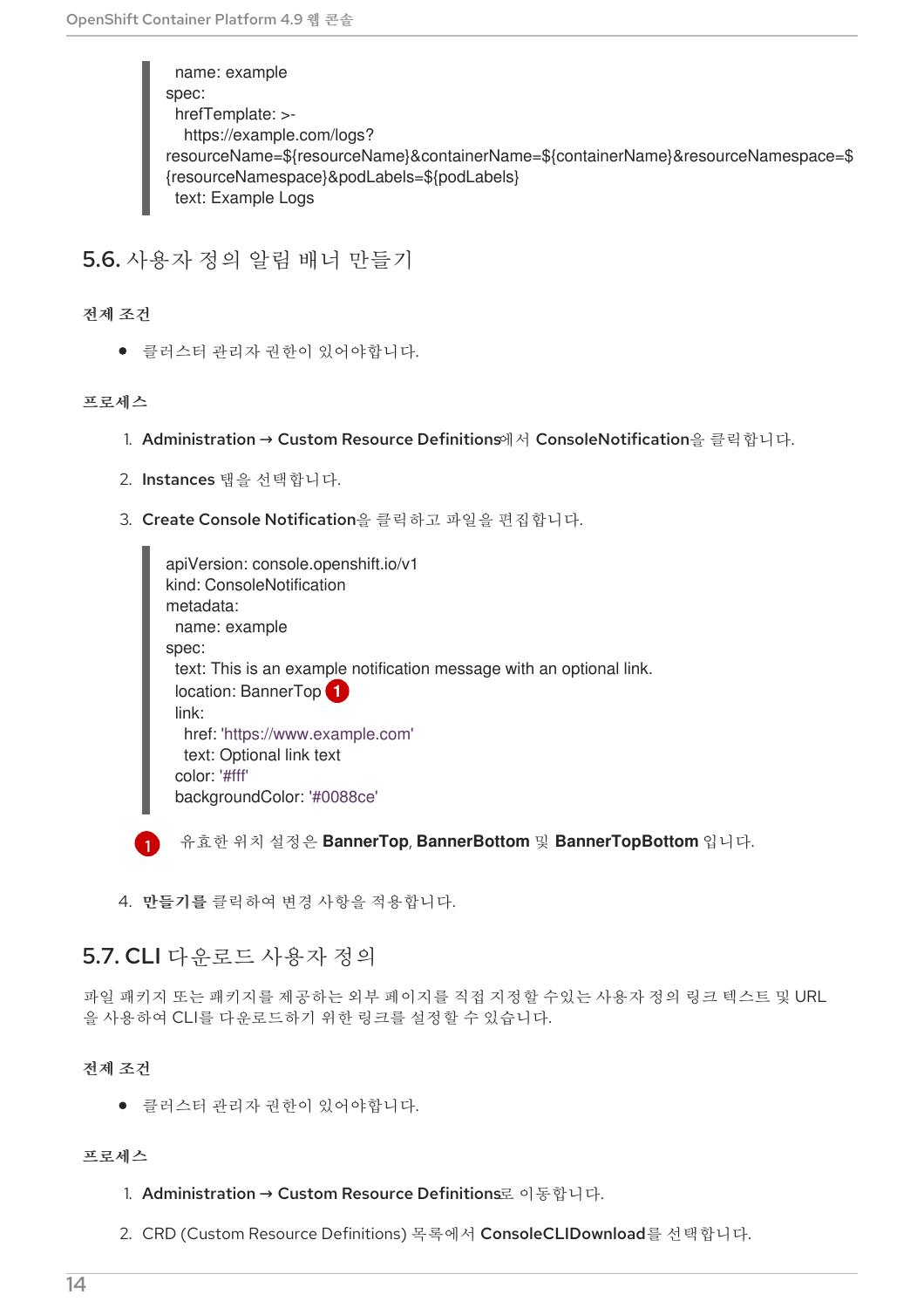```
  name: example
spec:
  hrefTemplate: >-
    https://example.com/logs?
resourceName=${resourceName}&containerName=${containerName}&resourceNamespace=$
{resourceNamespace}&podLabels=${podLabels}
  text: Example Logs
```

## 5.6. 사용자 정의 알림 배너 만들기

**전제 조건**

- 클러스터 관리자 권한이 있어야합니다.

**프로세스**

1. **Administration → Custom Resource Definitions**에서 **ConsoleNotification**을 클릭합니다.
2. **Instances** 탭을 선택합니다.
3. **Create Console Notification**을 클릭하고 파일을 편집합니다.

```
apiVersion: console.openshift.io/v1
kind: ConsoleNotification
metadata:
  name: example
spec:
  text: This is an example notification message with an optional link.
  location: BannerTop (1)
  link:
    href: 'https://www.example.com'
    text: Optional link text
  color: '#fff'
  backgroundColor: '#0088ce'
```

(1) 유효한 위치 설정은 **BannerTop**, **BannerBottom** 및 **BannerTopBottom** 입니다.

4. **만들기**를 클릭하여 변경 사항을 적용합니다.

## 5.7. CLI 다운로드 사용자 정의

파일 패키지 또는 패키지를 제공하는 외부 페이지를 직접 지정할 수있는 사용자 정의 링크 텍스트 및 URL을 사용하여 CLI를 다운로드하기 위한 링크를 설정할 수 있습니다.

**전제 조건**

- 클러스터 관리자 권한이 있어야합니다.

**프로세스**

1. **Administration → Custom Resource Definitions**로 이동합니다.
2. CRD (Custom Resource Definitions) 목록에서 **ConsoleCLIDownload**를 선택합니다.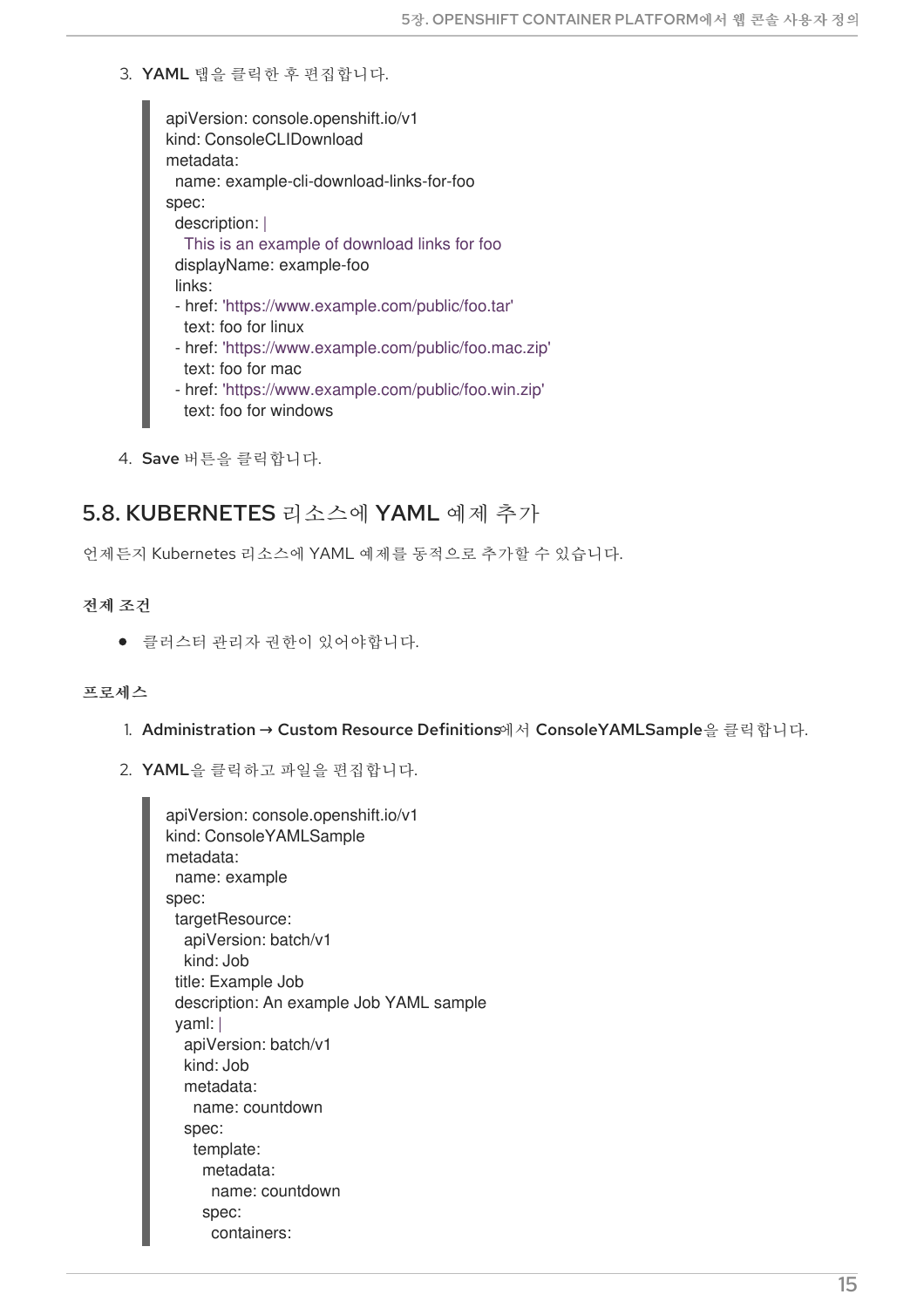3. **YAML** 탭을 클릭한 후 편집합니다.

```
apiVersion: console.openshift.io/v1
kind: ConsoleCLIDownload
metadata:
  name: example-cli-download-links-for-foo
spec:
  description: |
    This is an example of download links for foo
  displayName: example-foo
  links:
  - href: 'https://www.example.com/public/foo.tar'
    text: foo for linux
  - href: 'https://www.example.com/public/foo.mac.zip'
    text: foo for mac
  - href: 'https://www.example.com/public/foo.win.zip'
    text: foo for windows
```

4. **Save** 버튼을 클릭합니다.

## 5.8. KUBERNETES 리소스에 YAML 예제 추가

언제든지 Kubernetes 리소스에 YAML 예제를 동적으로 추가할 수 있습니다.

**전제 조건**

- 클러스터 관리자 권한이 있어야합니다.

**프로세스**

1. **Administration → Custom Resource Definitions**에서 **ConsoleYAMLSample**을 클릭합니다.
2. **YAML**을 클릭하고 파일을 편집합니다.

```
apiVersion: console.openshift.io/v1
kind: ConsoleYAMLSample
metadata:
  name: example
spec:
  targetResource:
    apiVersion: batch/v1
    kind: Job
  title: Example Job
  description: An example Job YAML sample
  yaml: |
    apiVersion: batch/v1
    kind: Job
    metadata:
      name: countdown
    spec:
      template:
        metadata:
          name: countdown
        spec:
          containers:
```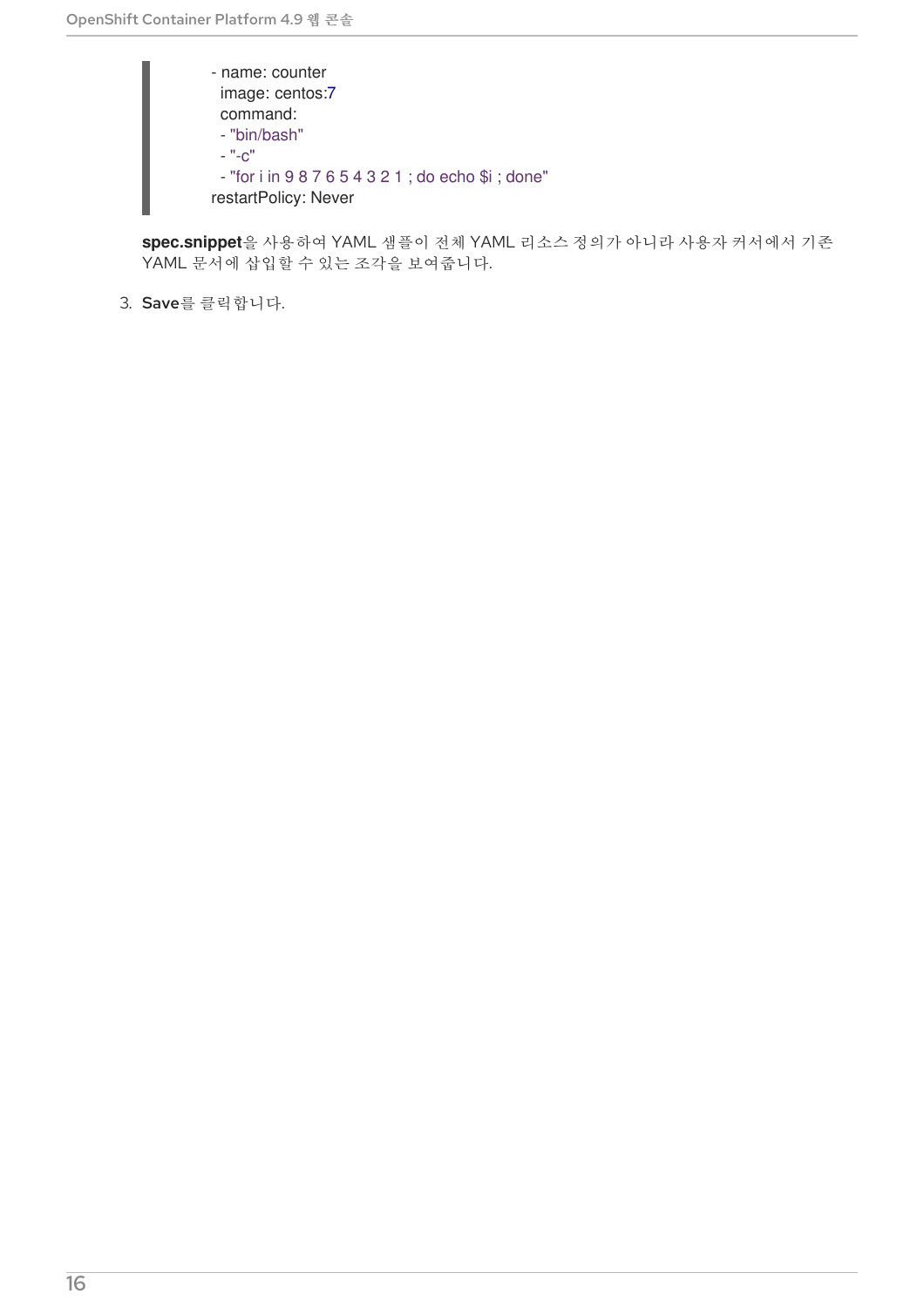```
    - name: counter
      image: centos:7
      command:
      - "bin/bash"
      - "-c"
      - "for i in 9 8 7 6 5 4 3 2 1 ; do echo $i ; done"
    restartPolicy: Never
```

**spec.snippet**을 사용하여 YAML 샘플이 전체 YAML 리소스 정의가 아니라 사용자 커서에서 기존 YAML 문서에 삽입할 수 있는 조각을 보여줍니다.

3. **Save**를 클릭합니다.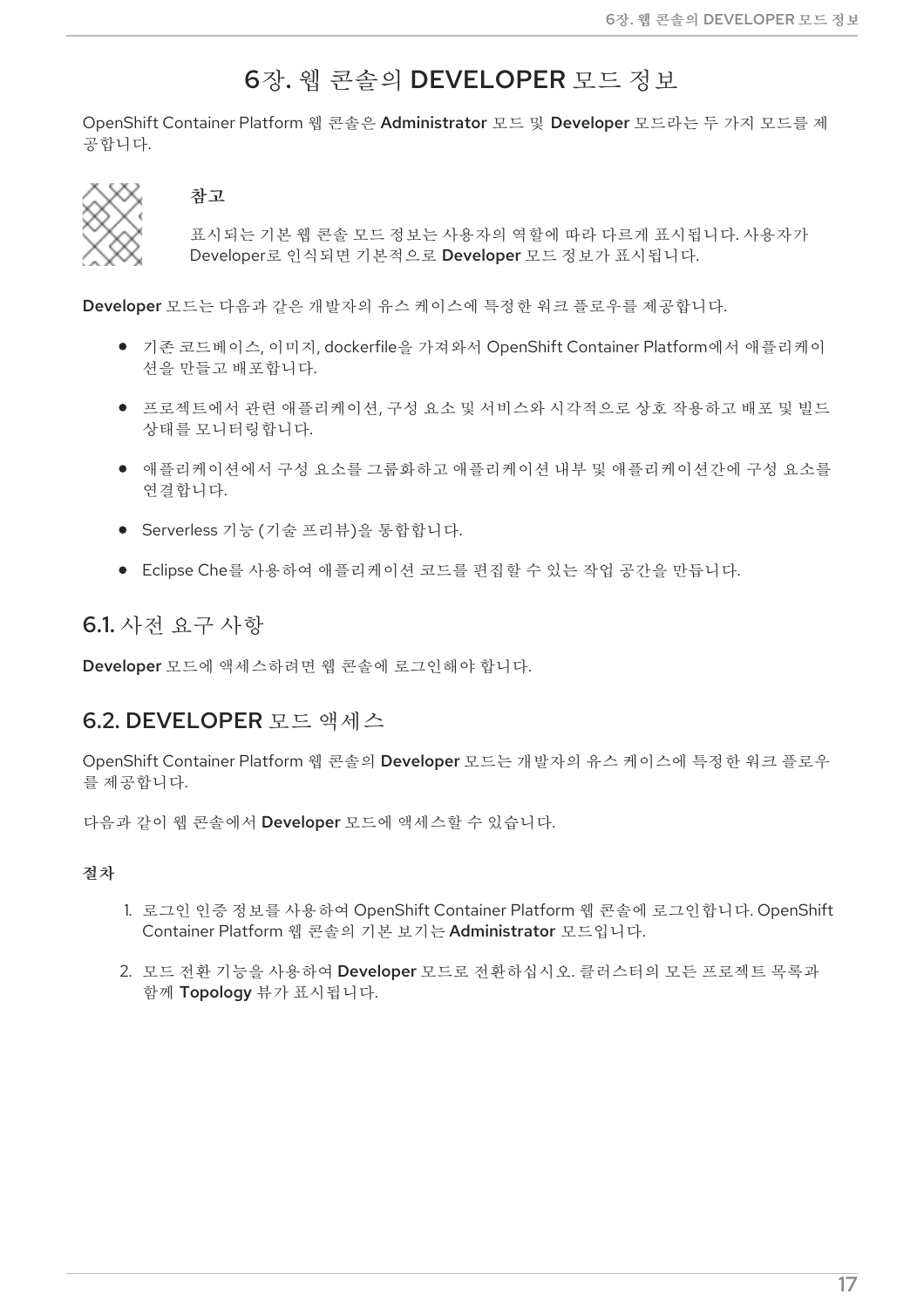# 6장. 웹 콘솔의 DEVELOPER 모드 정보

OpenShift Container Platform 웹 콘솔은 **Administrator** 모드 및 **Developer** 모드라는 두 가지 모드를 제공합니다.

> **참고**
>
> 표시되는 기본 웹 콘솔 모드 정보는 사용자의 역할에 따라 다르게 표시됩니다. 사용자가 Developer로 인식되면 기본적으로 **Developer** 모드 정보가 표시됩니다.

**Developer** 모드는 다음과 같은 개발자의 유스 케이스에 특정한 워크 플로우를 제공합니다.

- 기존 코드베이스, 이미지, dockerfile을 가져와서 OpenShift Container Platform에서 애플리케이션을 만들고 배포합니다.
- 프로젝트에서 관련 애플리케이션, 구성 요소 및 서비스와 시각적으로 상호 작용하고 배포 및 빌드 상태를 모니터링합니다.
- 애플리케이션에서 구성 요소를 그룹화하고 애플리케이션 내부 및 애플리케이션간에 구성 요소를 연결합니다.
- Serverless 기능 (기술 프리뷰)을 통합합니다.
- Eclipse Che를 사용하여 애플리케이션 코드를 편집할 수 있는 작업 공간을 만듭니다.

## 6.1. 사전 요구 사항

**Developer** 모드에 액세스하려면 웹 콘솔에 로그인해야 합니다.

## 6.2. DEVELOPER 모드 액세스

OpenShift Container Platform 웹 콘솔의 **Developer** 모드는 개발자의 유스 케이스에 특정한 워크 플로우를 제공합니다.

다음과 같이 웹 콘솔에서 **Developer** 모드에 액세스할 수 있습니다.

**절차**

1. 로그인 인증 정보를 사용하여 OpenShift Container Platform 웹 콘솔에 로그인합니다. OpenShift Container Platform 웹 콘솔의 기본 보기는 **Administrator** 모드입니다.
2. 모드 전환 기능을 사용하여 **Developer** 모드로 전환하십시오. 클러스터의 모든 프로젝트 목록과 함께 **Topology** 뷰가 표시됩니다.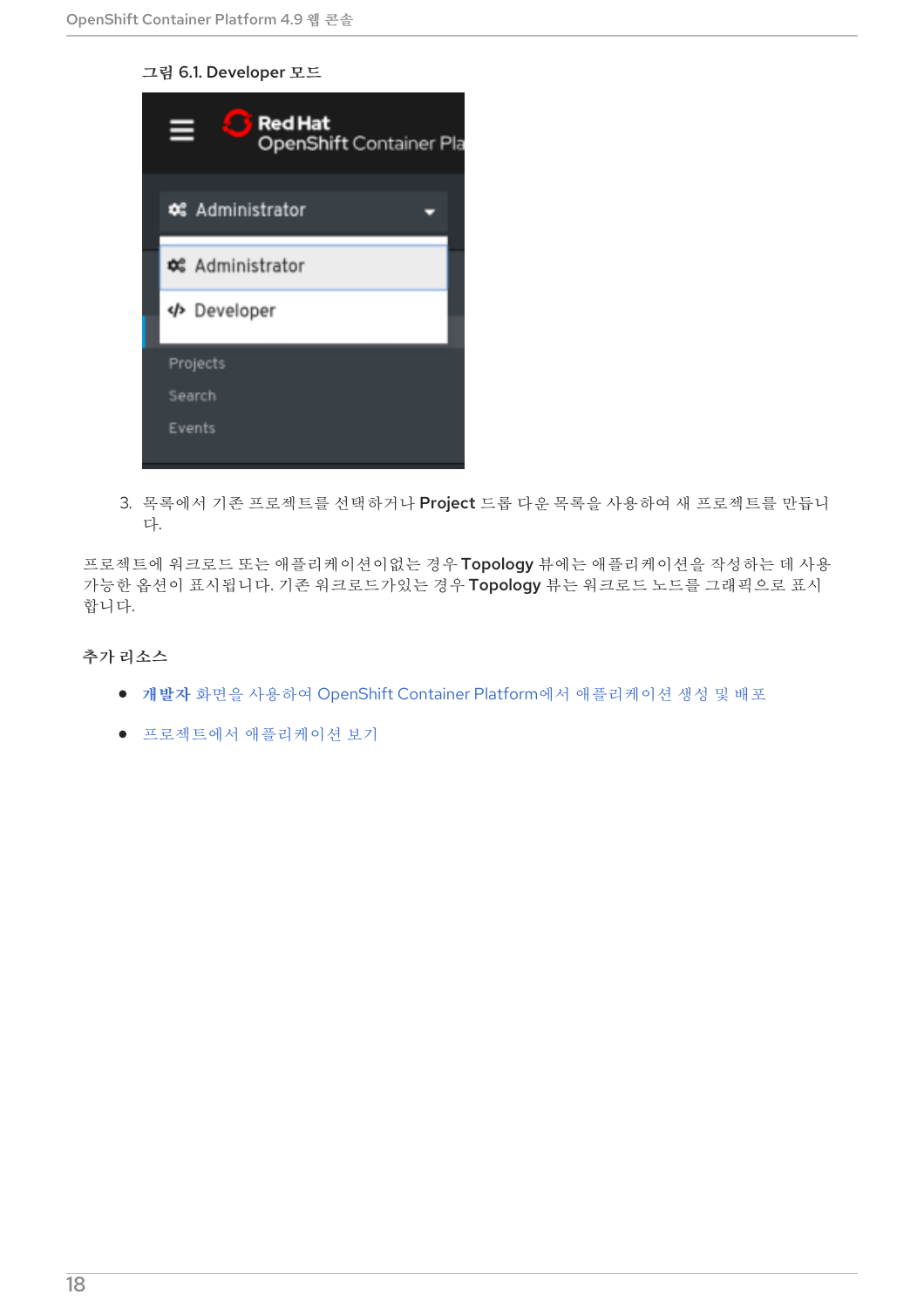그림 6.1. Developer 모드

3. 목록에서 기존 프로젝트를 선택하거나 **Project** 드롭 다운 목록을 사용하여 새 프로젝트를 만듭니다.

프로젝트에 워크로드 또는 애플리케이션이없는 경우 **Topology** 뷰에는 애플리케이션을 작성하는 데 사용 가능한 옵션이 표시됩니다. 기존 워크로드가있는 경우 **Topology** 뷰는 워크로드 노드를 그래픽으로 표시합니다.

### 추가 리소스

- **개발자** 화면을 사용하여 OpenShift Container Platform에서 애플리케이션 생성 및 배포
- 프로젝트에서 애플리케이션 보기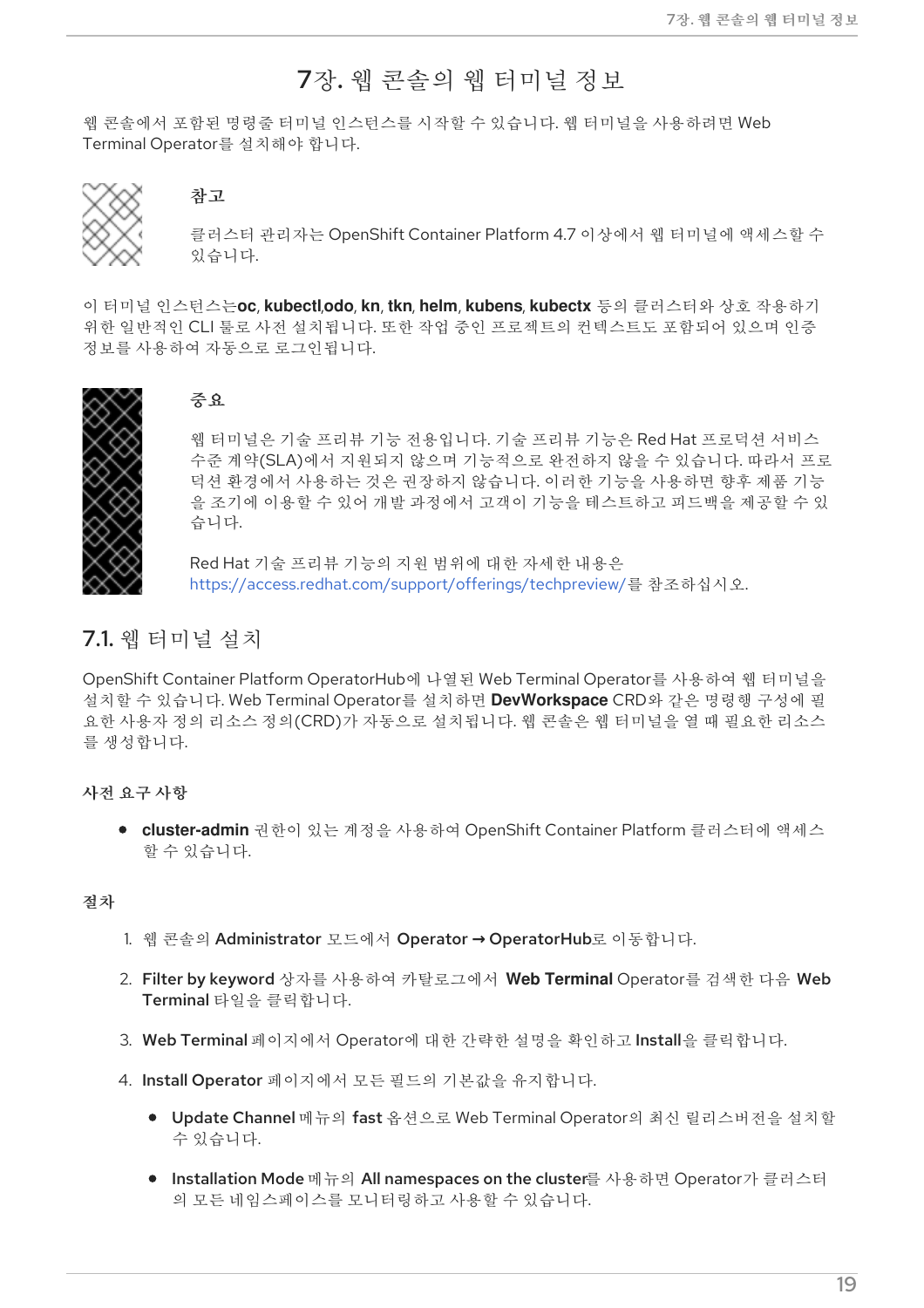# 7장. 웹 콘솔의 웹 터미널 정보

웹 콘솔에서 포함된 명령줄 터미널 인스턴스를 시작할 수 있습니다. 웹 터미널을 사용하려면 Web Terminal Operator를 설치해야 합니다.

> **참고**
>
> 클러스터 관리자는 OpenShift Container Platform 4.7 이상에서 웹 터미널에 액세스할 수 있습니다.

이 터미널 인스턴스는**oc**, **kubectl**,**odo**, **kn**, **tkn**, **helm**, **kubens**, **kubectx** 등의 클러스터와 상호 작용하기 위한 일반적인 CLI 툴로 사전 설치됩니다. 또한 작업 중인 프로젝트의 컨텍스트도 포함되어 있으며 인증 정보를 사용하여 자동으로 로그인됩니다.

> **중요**
>
> 웹 터미널은 기술 프리뷰 기능 전용입니다. 기술 프리뷰 기능은 Red Hat 프로덕션 서비스 수준 계약(SLA)에서 지원되지 않으며 기능적으로 완전하지 않을 수 있습니다. 따라서 프로덕션 환경에서 사용하는 것은 권장하지 않습니다. 이러한 기능을 사용하면 향후 제품 기능을 조기에 이용할 수 있어 개발 과정에서 고객이 기능을 테스트하고 피드백을 제공할 수 있습니다.
>
> Red Hat 기술 프리뷰 기능의 지원 범위에 대한 자세한 내용은 https://access.redhat.com/support/offerings/techpreview/를 참조하십시오.

## 7.1. 웹 터미널 설치

OpenShift Container Platform OperatorHub에 나열된 Web Terminal Operator를 사용하여 웹 터미널을 설치할 수 있습니다. Web Terminal Operator를 설치하면 **DevWorkspace** CRD와 같은 명령행 구성에 필요한 사용자 정의 리소스 정의(CRD)가 자동으로 설치됩니다. 웹 콘솔은 웹 터미널을 열 때 필요한 리소스를 생성합니다.

### 사전 요구 사항

- **cluster-admin** 권한이 있는 계정을 사용하여 OpenShift Container Platform 클러스터에 액세스할 수 있습니다.

### 절차

1. 웹 콘솔의 **Administrator** 모드에서 **Operator → OperatorHub**로 이동합니다.
2. **Filter by keyword** 상자를 사용하여 카탈로그에서 **Web Terminal** Operator를 검색한 다음 **Web Terminal** 타일을 클릭합니다.
3. **Web Terminal** 페이지에서 Operator에 대한 간략한 설명을 확인하고 **Install**을 클릭합니다.
4. **Install Operator** 페이지에서 모든 필드의 기본값을 유지합니다.
   - **Update Channel** 메뉴의 **fast** 옵션으로 Web Terminal Operator의 최신 릴리스버전을 설치할 수 있습니다.
   - **Installation Mode** 메뉴의 **All namespaces on the cluster**를 사용하면 Operator가 클러스터의 모든 네임스페이스를 모니터링하고 사용할 수 있습니다.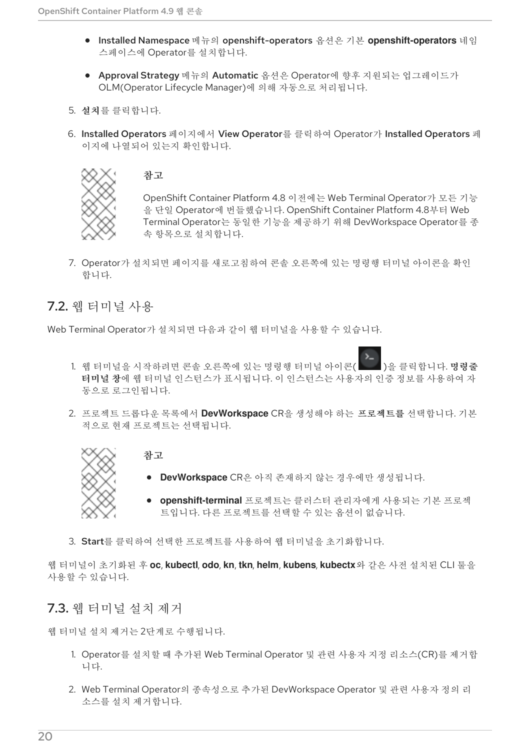- **Installed Namespace** 메뉴의 **openshift-operators** 옵션은 기본 **openshift-operators** 네임스페이스에 Operator를 설치합니다.
- **Approval Strategy** 메뉴의 **Automatic** 옵션은 Operator에 향후 지원되는 업그레이드가 OLM(Operator Lifecycle Manager)에 의해 자동으로 처리됩니다.

5. **설치**를 클릭합니다.
6. **Installed Operators** 페이지에서 **View Operator**를 클릭하여 Operator가 **Installed Operators** 페이지에 나열되어 있는지 확인합니다.

> **참고**
>
> OpenShift Container Platform 4.8 이전에는 Web Terminal Operator가 모든 기능을 단일 Operator에 번들했습니다. OpenShift Container Platform 4.8부터 Web Terminal Operator는 동일한 기능을 제공하기 위해 DevWorkspace Operator를 종속 항목으로 설치합니다.

7. Operator가 설치되면 페이지를 새로고침하여 콘솔 오른쪽에 있는 명령행 터미널 아이콘을 확인합니다.

## 7.2. 웹 터미널 사용

Web Terminal Operator가 설치되면 다음과 같이 웹 터미널을 사용할 수 있습니다.

1. 웹 터미널을 시작하려면 콘솔 오른쪽에 있는 명령행 터미널 아이콘( )을 클릭합니다. **명령줄 터미널 창**에 웹 터미널 인스턴스가 표시됩니다. 이 인스턴스는 사용자의 인증 정보를 사용하여 자동으로 로그인됩니다.
2. 프로젝트 드롭다운 목록에서 **DevWorkspace** CR을 생성해야 하는 **프로젝트를** 선택합니다. 기본적으로 현재 프로젝트는 선택됩니다.

> **참고**
>
> - **DevWorkspace** CR은 아직 존재하지 않는 경우에만 생성됩니다.
> - **openshift-terminal** 프로젝트는 클러스터 관리자에게 사용되는 기본 프로젝트입니다. 다른 프로젝트를 선택할 수 있는 옵션이 없습니다.

3. **Start**를 클릭하여 선택한 프로젝트를 사용하여 웹 터미널을 초기화합니다.

웹 터미널이 초기화된 후 **oc**, **kubectl**, **odo**, **kn**, **tkn**, **helm**, **kubens**, **kubectx**와 같은 사전 설치된 CLI 툴을 사용할 수 있습니다.

## 7.3. 웹 터미널 설치 제거

웹 터미널 설치 제거는 2단계로 수행됩니다.

1. Operator를 설치할 때 추가된 Web Terminal Operator 및 관련 사용자 지정 리소스(CR)를 제거합니다.
2. Web Terminal Operator의 종속성으로 추가된 DevWorkspace Operator 및 관련 사용자 정의 리소스를 설치 제거합니다.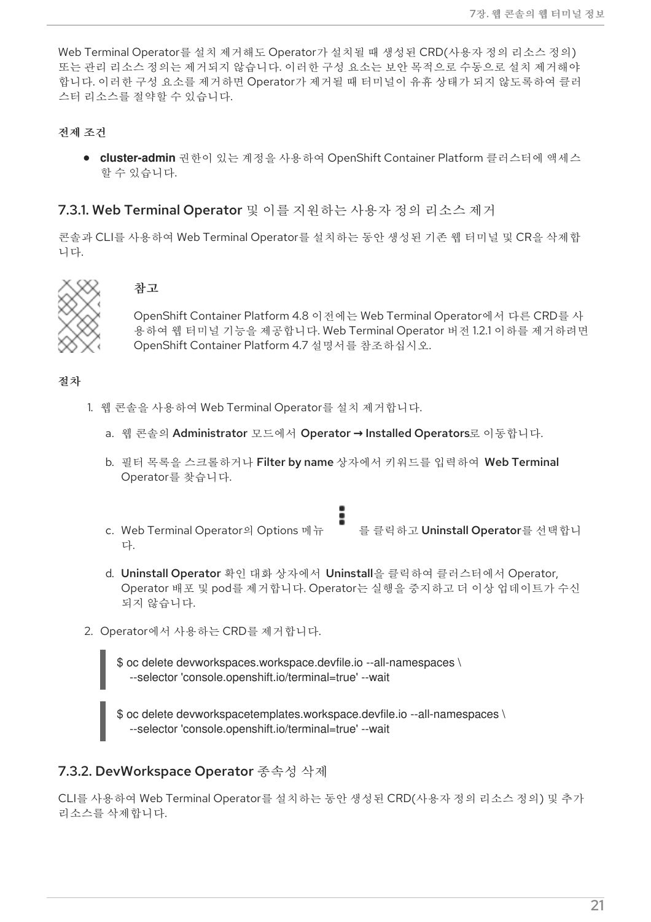Web Terminal Operator를 설치 제거해도 Operator가 설치될 때 생성된 CRD(사용자 정의 리소스 정의) 또는 관리 리소스 정의는 제거되지 않습니다. 이러한 구성 요소는 보안 목적으로 수동으로 설치 제거해야 합니다. 이러한 구성 요소를 제거하면 Operator가 제거될 때 터미널이 유휴 상태가 되지 않도록하여 클러스터 리소스를 절약할 수 있습니다.

**전제 조건**

- **cluster-admin** 권한이 있는 계정을 사용하여 OpenShift Container Platform 클러스터에 액세스 할 수 있습니다.

## 7.3.1. Web Terminal Operator 및 이를 지원하는 사용자 정의 리소스 제거

콘솔과 CLI를 사용하여 Web Terminal Operator를 설치하는 동안 생성된 기존 웹 터미널 및 CR을 삭제합니다.

> **참고**
>
> OpenShift Container Platform 4.8 이전에는 Web Terminal Operator에서 다른 CRD를 사용하여 웹 터미널 기능을 제공합니다. Web Terminal Operator 버전 1.2.1 이하를 제거하려면 OpenShift Container Platform 4.7 설명서를 참조하십시오.

**절차**

1. 웹 콘솔을 사용하여 Web Terminal Operator를 설치 제거합니다.
   a. 웹 콘솔의 **Administrator** 모드에서 **Operator → Installed Operators**로 이동합니다.
   b. 필터 목록을 스크롤하거나 **Filter by name** 상자에서 키워드를 입력하여 **Web Terminal** Operator를 찾습니다.
   c. Web Terminal Operator의 Options 메뉴 ⋮ 를 클릭하고 **Uninstall Operator**를 선택합니다.
   d. **Uninstall Operator** 확인 대화 상자에서 **Uninstall**을 클릭하여 클러스터에서 Operator, Operator 배포 및 pod를 제거합니다. Operator는 실행을 중지하고 더 이상 업데이트가 수신되지 않습니다.
2. Operator에서 사용하는 CRD를 제거합니다.

```
$ oc delete devworkspaces.workspace.devfile.io --all-namespaces \
    --selector 'console.openshift.io/terminal=true' --wait
```

```
$ oc delete devworkspacetemplates.workspace.devfile.io --all-namespaces \
    --selector 'console.openshift.io/terminal=true' --wait
```

## 7.3.2. DevWorkspace Operator 종속성 삭제

CLI를 사용하여 Web Terminal Operator를 설치하는 동안 생성된 CRD(사용자 정의 리소스 정의) 및 추가 리소스를 삭제합니다.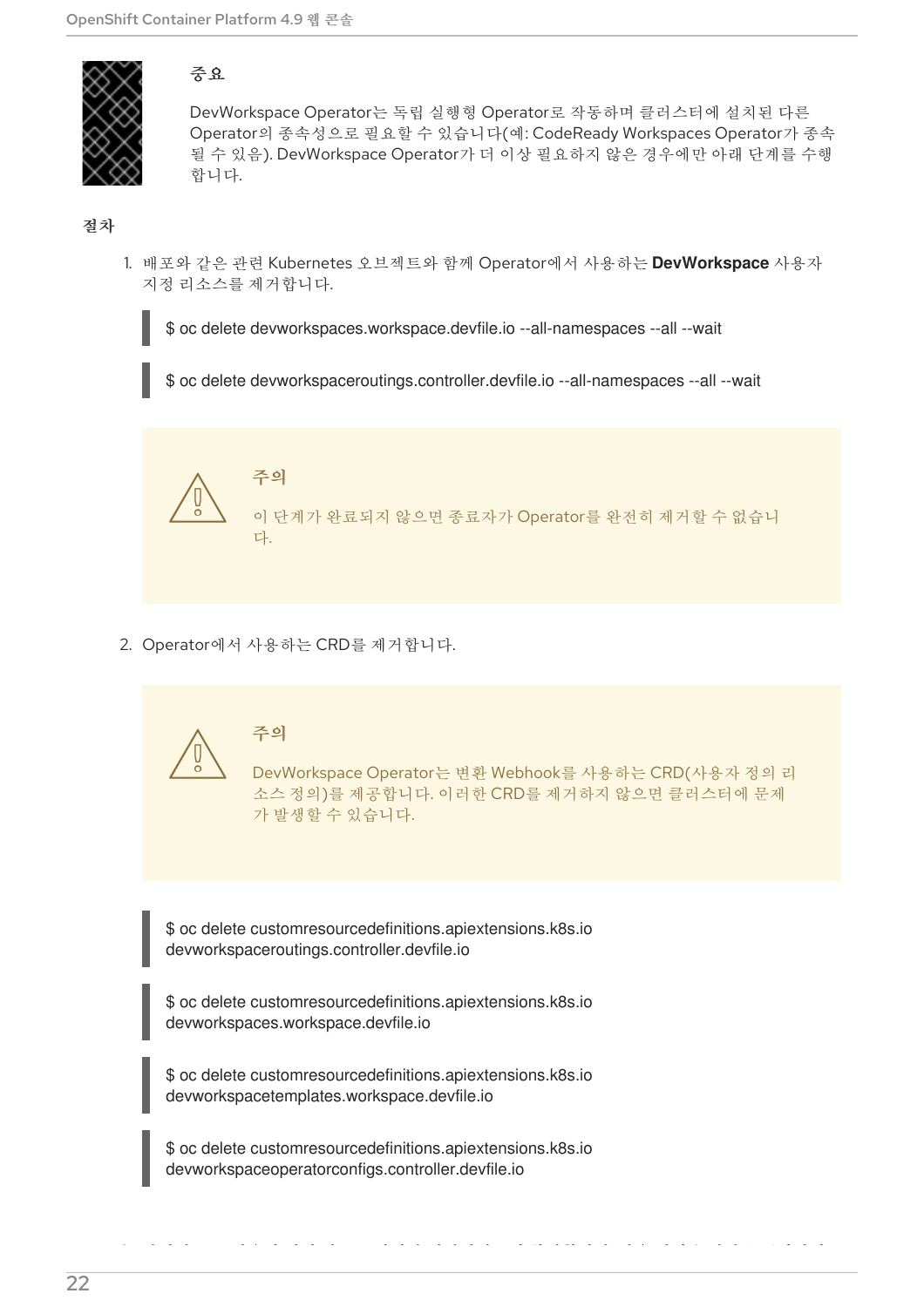**중요**

DevWorkspace Operator는 독립 실행형 Operator로 작동하며 클러스터에 설치된 다른 Operator의 종속성으로 필요할 수 있습니다(예: CodeReady Workspaces Operator가 종속될 수 있음). DevWorkspace Operator가 더 이상 필요하지 않은 경우에만 아래 단계를 수행합니다.

**절차**

1. 배포와 같은 관련 Kubernetes 오브젝트와 함께 Operator에서 사용하는 **DevWorkspace** 사용자 지정 리소스를 제거합니다.

```
$ oc delete devworkspaces.workspace.devfile.io --all-namespaces --all --wait
```

```
$ oc delete devworkspaceroutings.controller.devfile.io --all-namespaces --all --wait
```

> **주의**
>
> 이 단계가 완료되지 않으면 종료자가 Operator를 완전히 제거할 수 없습니다.

2. Operator에서 사용하는 CRD를 제거합니다.

> **주의**
>
> DevWorkspace Operator는 변환 Webhook를 사용하는 CRD(사용자 정의 리소스 정의)를 제공합니다. 이러한 CRD를 제거하지 않으면 클러스터에 문제가 발생할 수 있습니다.

```
$ oc delete customresourcedefinitions.apiextensions.k8s.io
devworkspaceroutings.controller.devfile.io
```

```
$ oc delete customresourcedefinitions.apiextensions.k8s.io
devworkspaces.workspace.devfile.io
```

```
$ oc delete customresourcedefinitions.apiextensions.k8s.io
devworkspacetemplates.workspace.devfile.io
```

```
$ oc delete customresourcedefinitions.apiextensions.k8s.io
devworkspaceoperatorconfigs.controller.devfile.io
```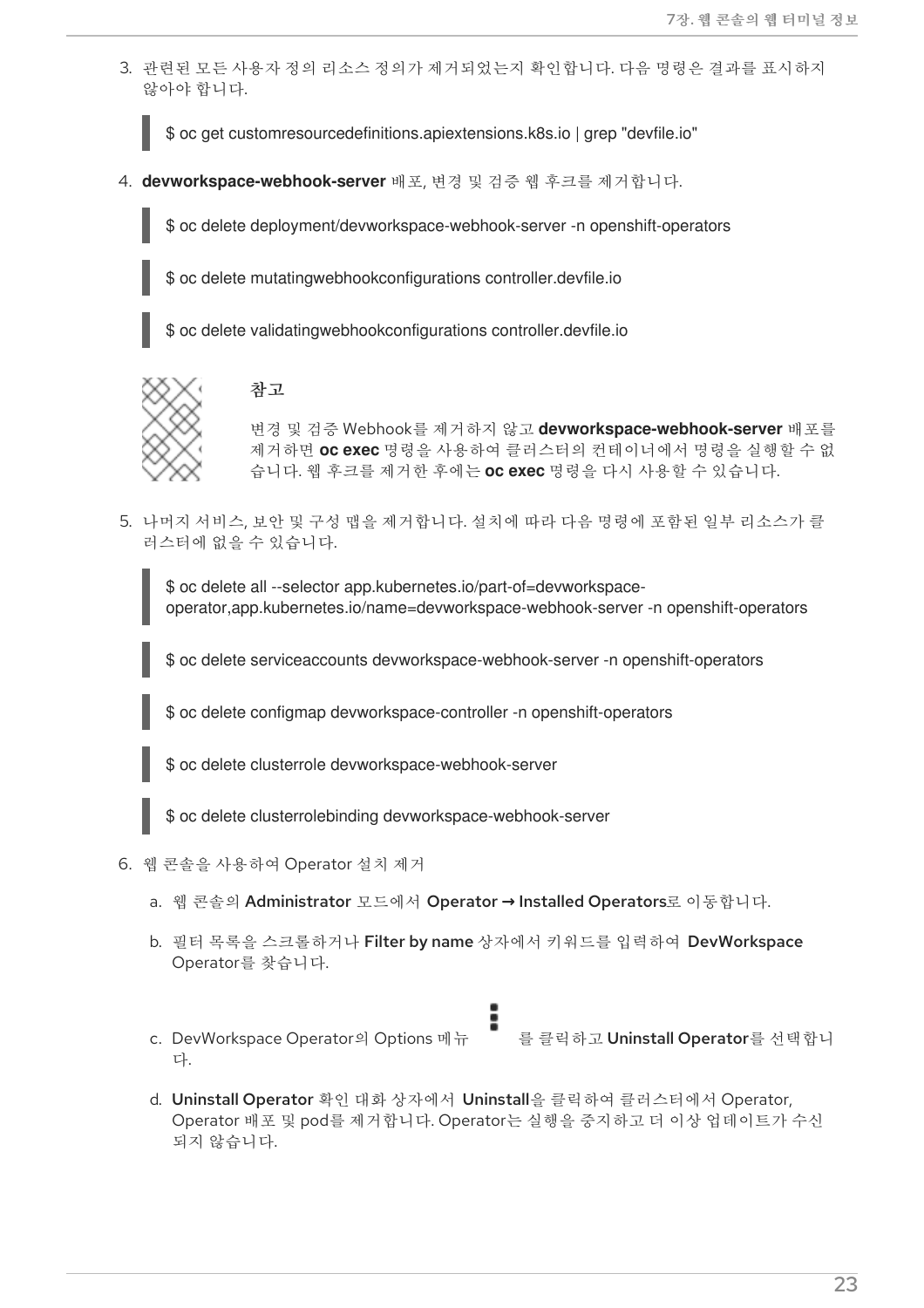3. 관련된 모든 사용자 정의 리소스 정의가 제거되었는지 확인합니다. 다음 명령은 결과를 표시하지 않아야 합니다.

```
$ oc get customresourcedefinitions.apiextensions.k8s.io | grep "devfile.io"
```

4. **devworkspace-webhook-server** 배포, 변경 및 검증 웹 후크를 제거합니다.

```
$ oc delete deployment/devworkspace-webhook-server -n openshift-operators
```

```
$ oc delete mutatingwebhookconfigurations controller.devfile.io
```

```
$ oc delete validatingwebhookconfigurations controller.devfile.io
```

> **참고**
>
> 변경 및 검증 Webhook를 제거하지 않고 **devworkspace-webhook-server** 배포를 제거하면 **oc exec** 명령을 사용하여 클러스터의 컨테이너에서 명령을 실행할 수 없습니다. 웹 후크를 제거한 후에는 **oc exec** 명령을 다시 사용할 수 있습니다.

5. 나머지 서비스, 보안 및 구성 맵을 제거합니다. 설치에 따라 다음 명령에 포함된 일부 리소스가 클러스터에 없을 수 있습니다.

```
$ oc delete all --selector app.kubernetes.io/part-of=devworkspace-operator,app.kubernetes.io/name=devworkspace-webhook-server -n openshift-operators
```

```
$ oc delete serviceaccounts devworkspace-webhook-server -n openshift-operators
```

```
$ oc delete configmap devworkspace-controller -n openshift-operators
```

```
$ oc delete clusterrole devworkspace-webhook-server
```

```
$ oc delete clusterrolebinding devworkspace-webhook-server
```

6. 웹 콘솔을 사용하여 Operator 설치 제거

   a. 웹 콘솔의 **Administrator** 모드에서 **Operator → Installed Operators**로 이동합니다.

   b. 필터 목록을 스크롤하거나 **Filter by name** 상자에서 키워드를 입력하여 **DevWorkspace** Operator를 찾습니다.

   c. DevWorkspace Operator의 Options 메뉴 ⋮ 를 클릭하고 **Uninstall Operator**를 선택합니다.

   d. **Uninstall Operator** 확인 대화 상자에서 **Uninstall**을 클릭하여 클러스터에서 Operator, Operator 배포 및 pod를 제거합니다. Operator는 실행을 중지하고 더 이상 업데이트가 수신되지 않습니다.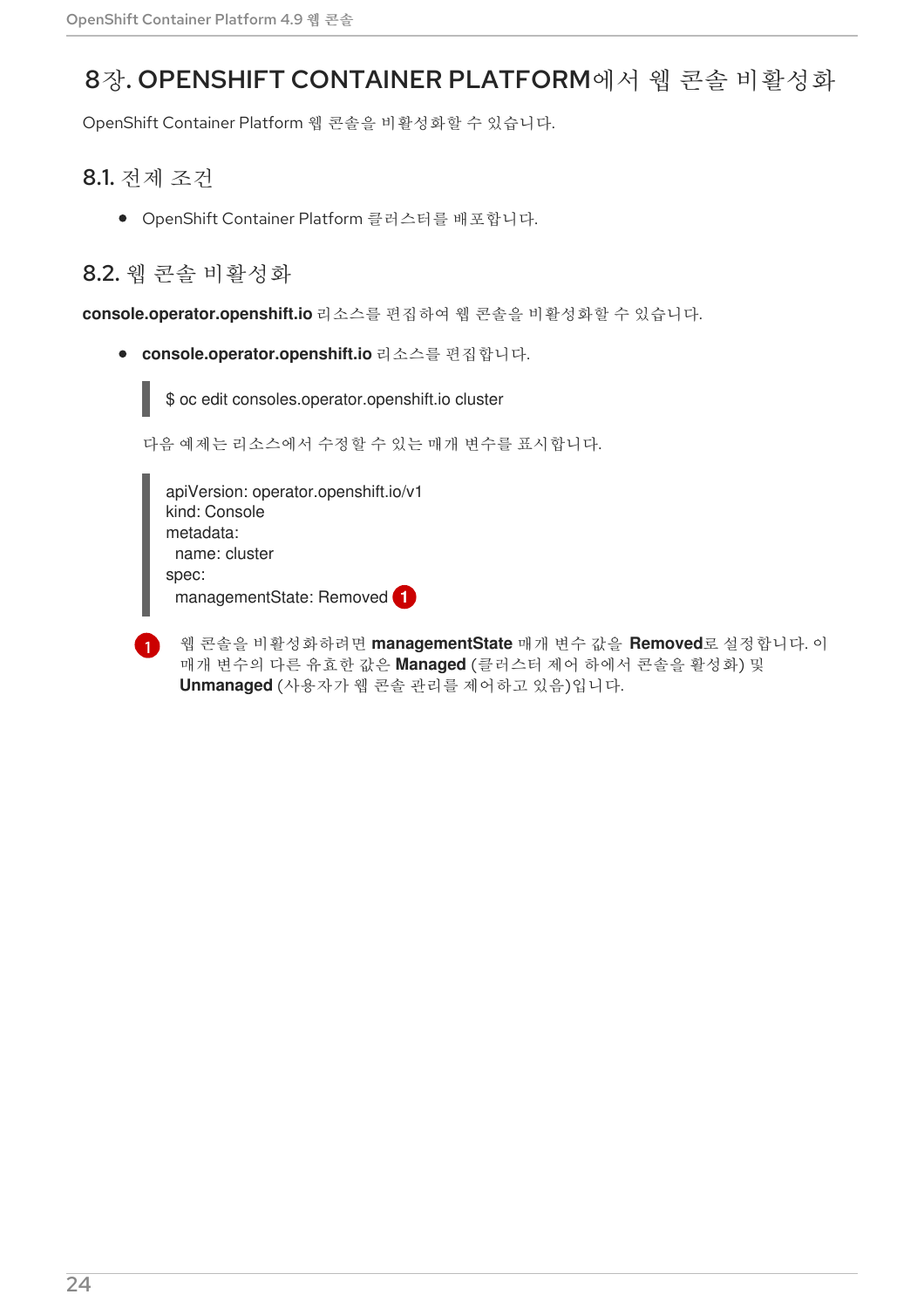# 8장. OPENSHIFT CONTAINER PLATFORM에서 웹 콘솔 비활성화

OpenShift Container Platform 웹 콘솔을 비활성화할 수 있습니다.

## 8.1. 전제 조건

- OpenShift Container Platform 클러스터를 배포합니다.

## 8.2. 웹 콘솔 비활성화

**console.operator.openshift.io** 리소스를 편집하여 웹 콘솔을 비활성화할 수 있습니다.

- **console.operator.openshift.io** 리소스를 편집합니다.

```
$ oc edit consoles.operator.openshift.io cluster
```

다음 예제는 리소스에서 수정할 수 있는 매개 변수를 표시합니다.

```
apiVersion: operator.openshift.io/v1
kind: Console
metadata:
  name: cluster
spec:
  managementState: Removed (1)
```

(1) 웹 콘솔을 비활성화하려면 **managementState** 매개 변수 값을 **Removed**로 설정합니다. 이 매개 변수의 다른 유효한 값은 **Managed** (클러스터 제어 하에서 콘솔을 활성화) 및 **Unmanaged** (사용자가 웹 콘솔 관리를 제어하고 있음)입니다.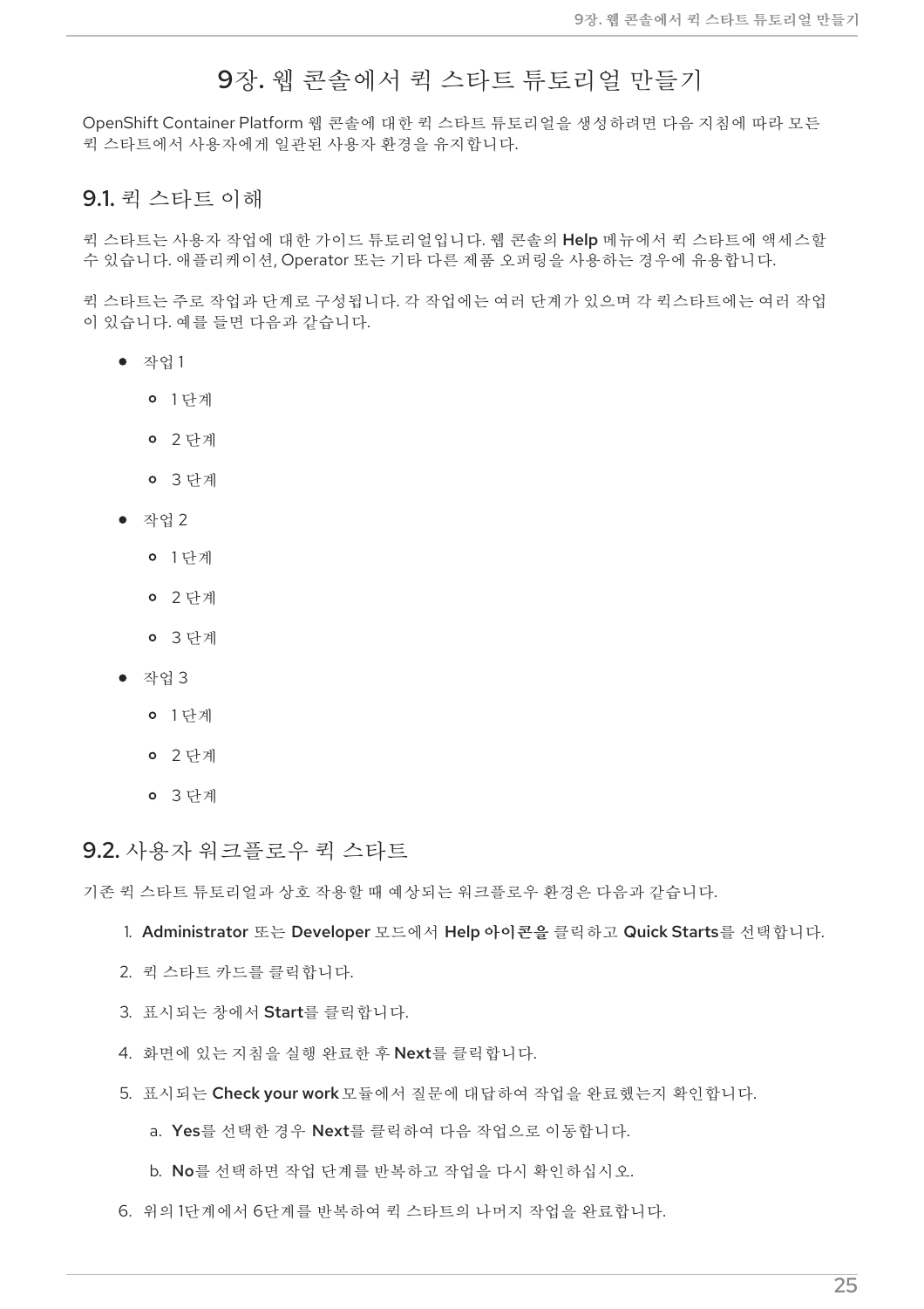# 9장. 웹 콘솔에서 퀵 스타트 튜토리얼 만들기

OpenShift Container Platform 웹 콘솔에 대한 퀵 스타트 튜토리얼을 생성하려면 다음 지침에 따라 모든 퀵 스타트에서 사용자에게 일관된 사용자 환경을 유지합니다.

## 9.1. 퀵 스타트 이해

퀵 스타트는 사용자 작업에 대한 가이드 튜토리얼입니다. 웹 콘솔의 **Help** 메뉴에서 퀵 스타트에 액세스할 수 있습니다. 애플리케이션, Operator 또는 기타 다른 제품 오퍼링을 사용하는 경우에 유용합니다.

퀵 스타트는 주로 작업과 단계로 구성됩니다. 각 작업에는 여러 단계가 있으며 각 퀵스타트에는 여러 작업이 있습니다. 예를 들면 다음과 같습니다.

- 작업 1
  - 1 단계
  - 2 단계
  - 3 단계
- 작업 2
  - 1 단계
  - 2 단계
  - 3 단계
- 작업 3
  - 1 단계
  - 2 단계
  - 3 단계

## 9.2. 사용자 워크플로우 퀵 스타트

기존 퀵 스타트 튜토리얼과 상호 작용할 때 예상되는 워크플로우 환경은 다음과 같습니다.

1. **Administrator** 또는 **Developer** 모드에서 **Help 아이콘을** 클릭하고 **Quick Starts**를 선택합니다.
2. 퀵 스타트 카드를 클릭합니다.
3. 표시되는 창에서 **Start**를 클릭합니다.
4. 화면에 있는 지침을 실행 완료한 후 **Next**를 클릭합니다.
5. 표시되는 **Check your work** 모듈에서 질문에 대답하여 작업을 완료했는지 확인합니다.
   a. **Yes**를 선택한 경우 **Next**를 클릭하여 다음 작업으로 이동합니다.
   b. **No**를 선택하면 작업 단계를 반복하고 작업을 다시 확인하십시오.
6. 위의 1단계에서 6단계를 반복하여 퀵 스타트의 나머지 작업을 완료합니다.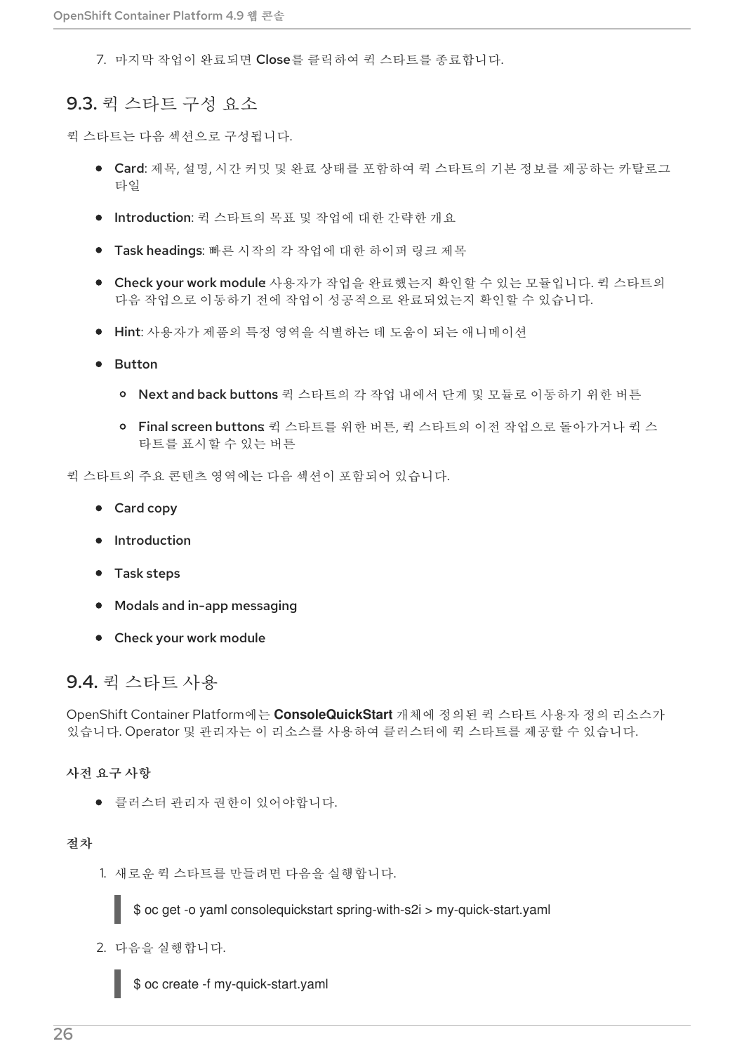7. 마지막 작업이 완료되면 **Close**를 클릭하여 퀵 스타트를 종료합니다.

## 9.3. 퀵 스타트 구성 요소

퀵 스타트는 다음 섹션으로 구성됩니다.

- **Card**: 제목, 설명, 시간 커밋 및 완료 상태를 포함하여 퀵 스타트의 기본 정보를 제공하는 카탈로그 타일
- **Introduction**: 퀵 스타트의 목표 및 작업에 대한 간략한 개요
- **Task headings**: 빠른 시작의 각 작업에 대한 하이퍼 링크 제목
- **Check your work module**: 사용자가 작업을 완료했는지 확인할 수 있는 모듈입니다. 퀵 스타트의 다음 작업으로 이동하기 전에 작업이 성공적으로 완료되었는지 확인할 수 있습니다.
- **Hint**: 사용자가 제품의 특정 영역을 식별하는 데 도움이 되는 애니메이션
- **Button**
  - **Next and back buttons**: 퀵 스타트의 각 작업 내에서 단계 및 모듈로 이동하기 위한 버튼
  - **Final screen buttons**: 퀵 스타트를 위한 버튼, 퀵 스타트의 이전 작업으로 돌아가거나 퀵 스타트를 표시할 수 있는 버튼

퀵 스타트의 주요 콘텐츠 영역에는 다음 섹션이 포함되어 있습니다.

- **Card copy**
- **Introduction**
- **Task steps**
- **Modals and in-app messaging**
- **Check your work module**

## 9.4. 퀵 스타트 사용

OpenShift Container Platform에는 **ConsoleQuickStart** 개체에 정의된 퀵 스타트 사용자 정의 리소스가 있습니다. Operator 및 관리자는 이 리소스를 사용하여 클러스터에 퀵 스타트를 제공할 수 있습니다.

### 사전 요구 사항

- 클러스터 관리자 권한이 있어야합니다.

### 절차

1. 새로운 퀵 스타트를 만들려면 다음을 실행합니다.

```
$ oc get -o yaml consolequickstart spring-with-s2i > my-quick-start.yaml
```

2. 다음을 실행합니다.

```
$ oc create -f my-quick-start.yaml
```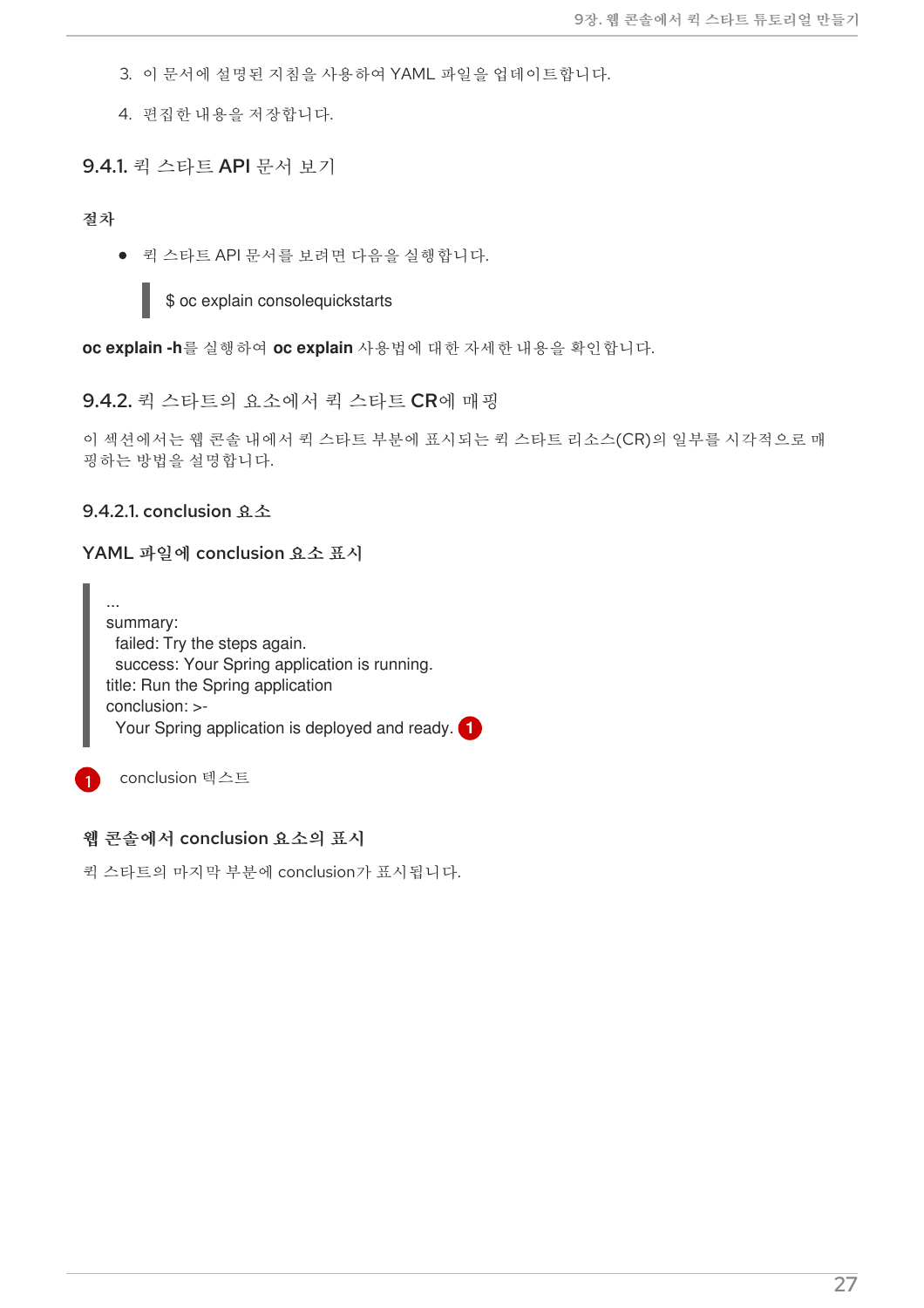3. 이 문서에 설명된 지침을 사용하여 YAML 파일을 업데이트합니다.

4. 편집한 내용을 저장합니다.

### 9.4.1. 퀵 스타트 API 문서 보기

**절차**

- 퀵 스타트 API 문서를 보려면 다음을 실행합니다.

```
$ oc explain consolequickstarts
```

**oc explain -h**를 실행하여 **oc explain** 사용법에 대한 자세한 내용을 확인합니다.

### 9.4.2. 퀵 스타트의 요소에서 퀵 스타트 CR에 매핑

이 섹션에서는 웹 콘솔 내에서 퀵 스타트 부분에 표시되는 퀵 스타트 리소스(CR)의 일부를 시각적으로 매핑하는 방법을 설명합니다.

#### 9.4.2.1. conclusion 요소

**YAML 파일에 conclusion 요소 표시**

```
...
summary:
  failed: Try the steps again.
  success: Your Spring application is running.
title: Run the Spring application
conclusion: >-
  Your Spring application is deployed and ready. (1)
```

(1) conclusion 텍스트

**웹 콘솔에서 conclusion 요소의 표시**

퀵 스타트의 마지막 부분에 conclusion가 표시됩니다.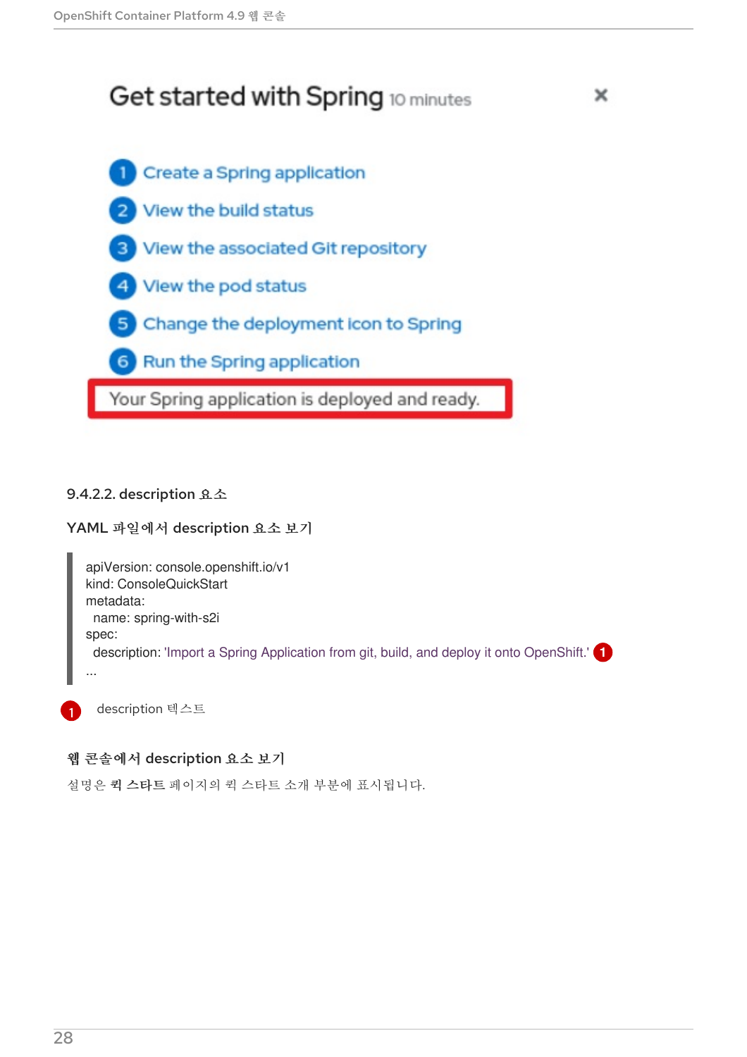Get started with Spring 10 minutes

1. Create a Spring application
2. View the build status
3. View the associated Git repository
4. View the pod status
5. Change the deployment icon to Spring
6. Run the Spring application

Your Spring application is deployed and ready.

#### 9.4.2.2. description 요소

**YAML 파일에서 description 요소 보기**

```
apiVersion: console.openshift.io/v1
kind: ConsoleQuickStart
metadata:
  name: spring-with-s2i
spec:
  description: 'Import a Spring Application from git, build, and deploy it onto OpenShift.' (1)
...
```

(1) description 텍스트

**웹 콘솔에서 description 요소 보기**

설명은 **퀵 스타트** 페이지의 퀵 스타트 소개 부분에 표시됩니다.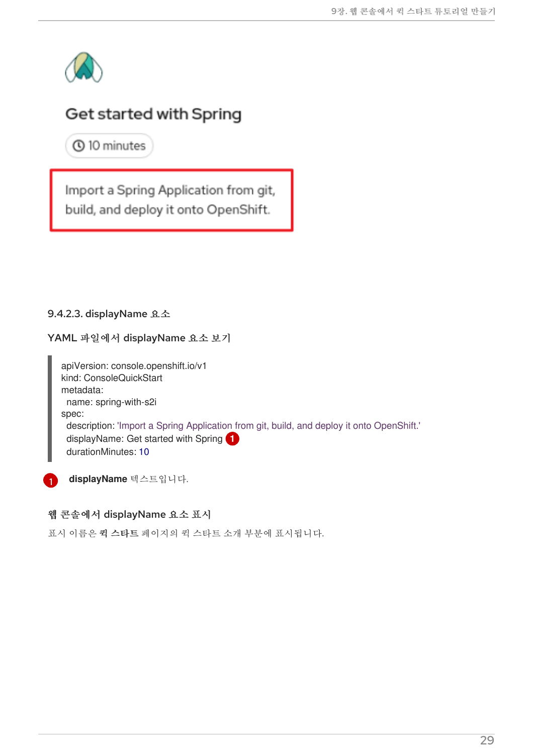Get started with Spring

10 minutes

Import a Spring Application from git, build, and deploy it onto OpenShift.

#### 9.4.2.3. displayName 요소

**YAML 파일에서 displayName 요소 보기**

```
apiVersion: console.openshift.io/v1
kind: ConsoleQuickStart
metadata:
  name: spring-with-s2i
spec:
  description: 'Import a Spring Application from git, build, and deploy it onto OpenShift.'
  displayName: Get started with Spring 1
  durationMinutes: 10
```

1 **displayName** 텍스트입니다.

**웹 콘솔에서 displayName 요소 표시**

표시 이름은 **퀵 스타트** 페이지의 퀵 스타트 소개 부분에 표시됩니다.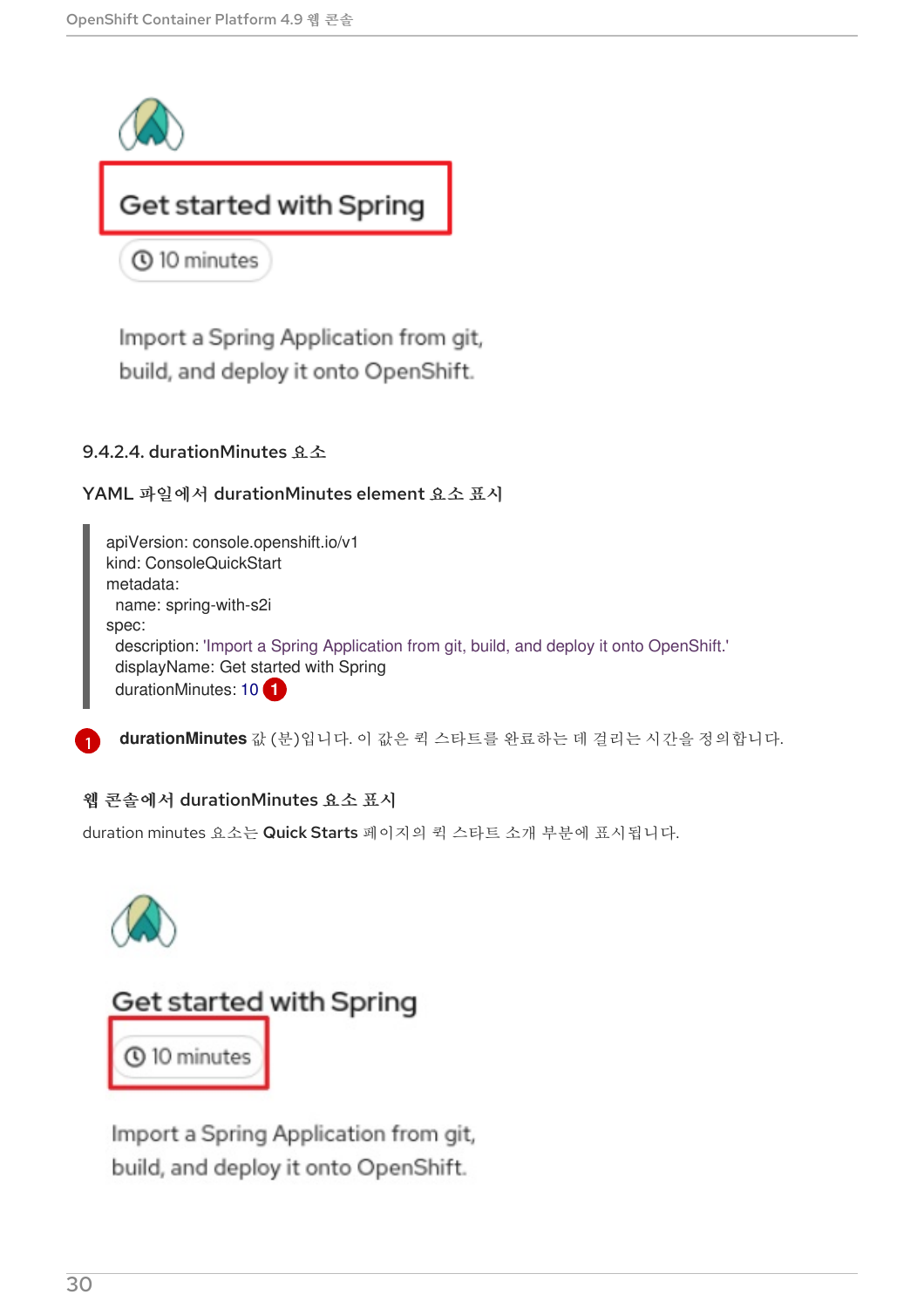Get started with Spring

10 minutes

Import a Spring Application from git, build, and deploy it onto OpenShift.

#### 9.4.2.4. durationMinutes 요소

##### YAML 파일에서 durationMinutes element 요소 표시

```
apiVersion: console.openshift.io/v1
kind: ConsoleQuickStart
metadata:
  name: spring-with-s2i
spec:
  description: 'Import a Spring Application from git, build, and deploy it onto OpenShift.'
  displayName: Get started with Spring
  durationMinutes: 10 (1)
```

(1) **durationMinutes** 값 (분)입니다. 이 값은 퀵 스타트를 완료하는 데 걸리는 시간을 정의합니다.

##### 웹 콘솔에서 durationMinutes 요소 표시

duration minutes 요소는 **Quick Starts** 페이지의 퀵 스타트 소개 부분에 표시됩니다.

Get started with Spring

10 minutes

Import a Spring Application from git, build, and deploy it onto OpenShift.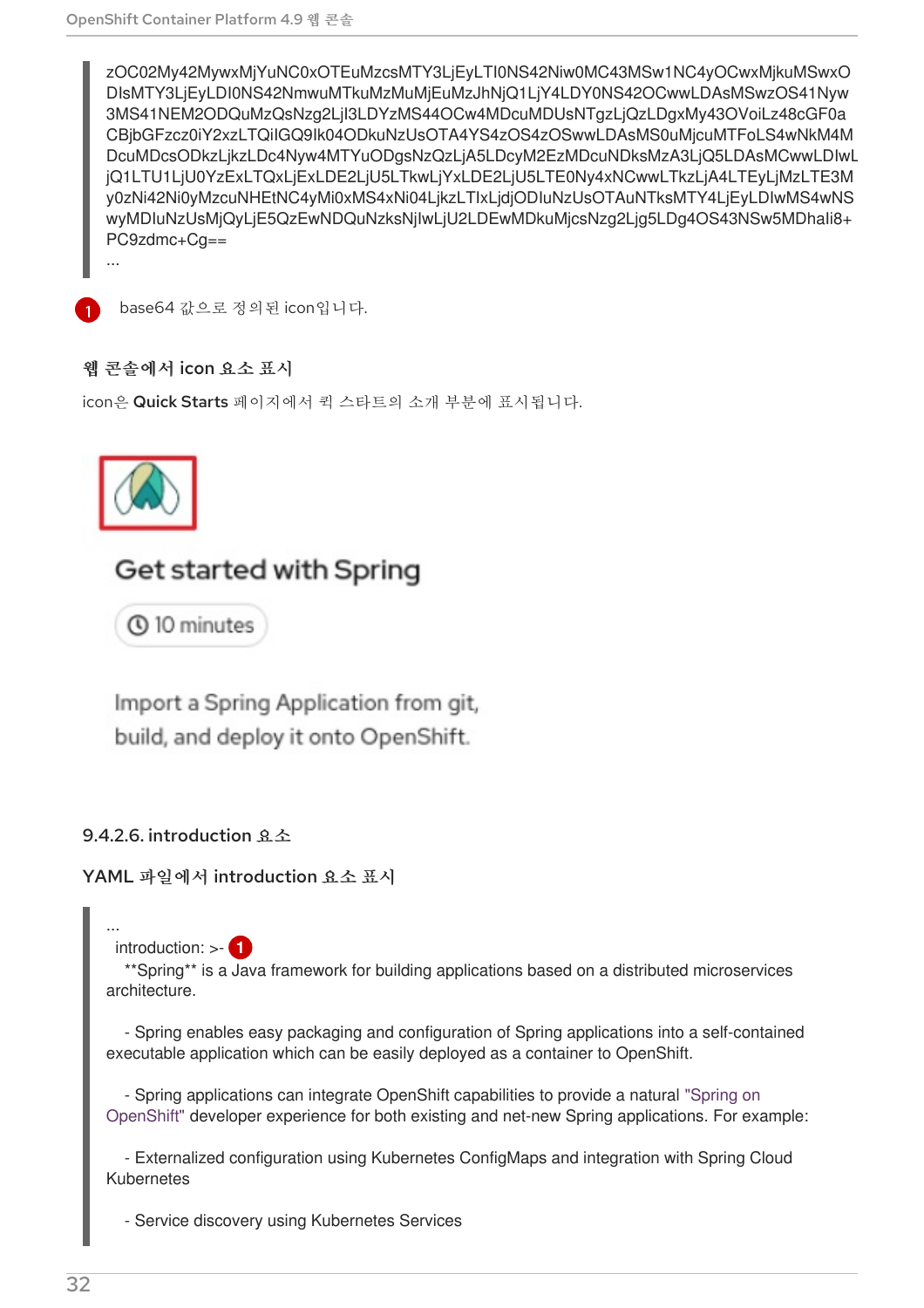```
zOC02My42MywxMjYuNC0xOTEuMzcsMTY3LjEyLTI0NS42Niw0MC43MSw1NC4yOCwxMjkuMSwxO
DIsMTY3LjEyLDI0NS42NmwuMTkuMzMuMjEuMzJhNjQ1LjY4LDY0NS42OCwwLDAsMSwzOS41Nyw
3MS41NEM2ODQuMzQsNzg2LjI3LDYzMS44OCw4MDcuMDUsNTgzLjQzLDgxMy43OVoiLz48cGF0a
CBjbGFzcz0iY2xzLTQiIGQ9Ik04ODkuNzUsOTA4.YS4zOS4zOSwwLDAsMS0uMjcuMTFoLS4wNkM4M
DcuMDcsODkzLjkzLDc4Nyw4MTYuODgsNzQzLjA5LDcyM2EzMDcuNDksMzA3LjQ5LDAsMCwwLDIwL
jQ1LTU1LjU0YzExLTQxLjExLDE2LjU5LTkwLjYxLDE2LjU5LTE0Ny4xNCwwLTkzLjA4LTEyLjMzLTE3M
y0zNi42Ni0yMzcuNHEtNC4yMi0xMS4xNi04LjkzLTIxLjljODIuNzUsOTAuNTkk1MTY4LjEyLDIwMS4wNS
wyMDIuNzUsMjQyLjE5QzEwNDQuNzksNjIwLjU2LDEwMDkuMjcsNzg2Ljg5LDg4OS43NSw5MDhaIi8+
PC9zdmc+Cg==
...
```

1. base64 값으로 정의된 icon입니다.

**웹 콘솔에서 icon 요소 표시**

icon은 **Quick Starts** 페이지에서 퀵 스타트의 소개 부분에 표시됩니다.

Get started with Spring

10 minutes

Import a Spring Application from git, build, and deploy it onto OpenShift.

### 9.4.2.6. introduction 요소

**YAML 파일에서 introduction 요소 표시**

```
...
 introduction: >- (1)
   **Spring** is a Java framework for building applications based on a distributed microservices
architecture.

   - Spring enables easy packaging and configuration of Spring applications into a self-contained
executable application which can be easily deployed as a container to OpenShift.

   - Spring applications can integrate OpenShift capabilities to provide a natural "Spring on
OpenShift" developer experience for both existing and net-new Spring applications. For example:

   - Externalized configuration using Kubernetes ConfigMaps and integration with Spring Cloud
Kubernetes

   - Service discovery using Kubernetes Services
```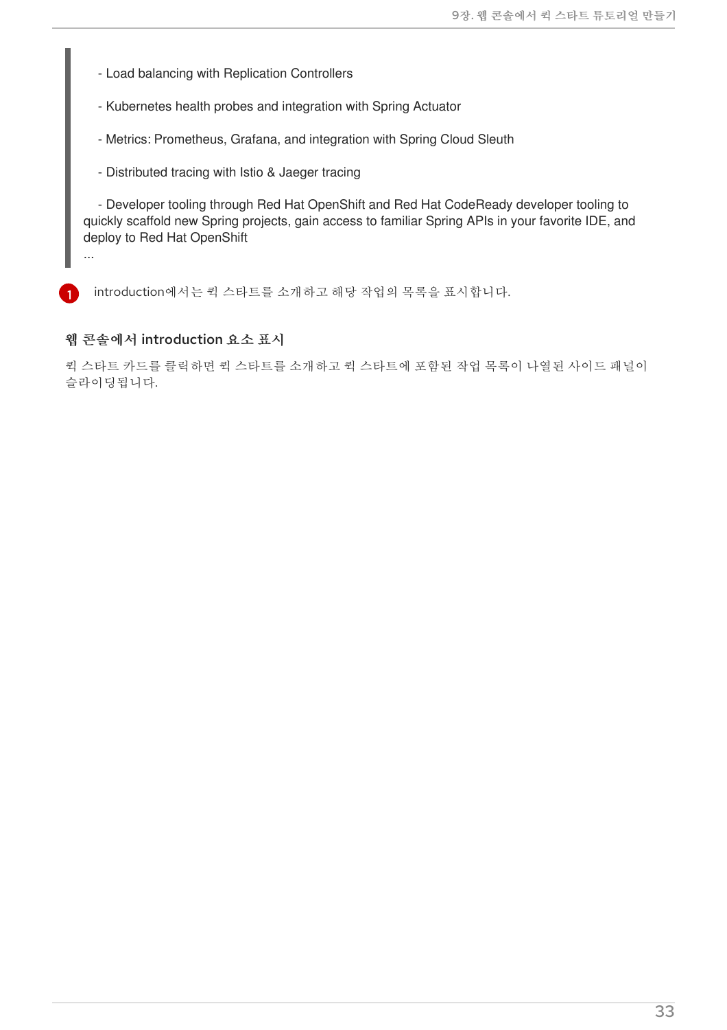```
   - Load balancing with Replication Controllers

   - Kubernetes health probes and integration with Spring Actuator

   - Metrics: Prometheus, Grafana, and integration with Spring Cloud Sleuth

   - Distributed tracing with Istio & Jaeger tracing

   - Developer tooling through Red Hat OpenShift and Red Hat CodeReady developer tooling to
quickly scaffold new Spring projects, gain access to familiar Spring APIs in your favorite IDE, and
deploy to Red Hat OpenShift
...
```

1. introduction에서는 퀵 스타트를 소개하고 해당 작업의 목록을 표시합니다.

### 웹 콘솔에서 introduction 요소 표시

퀵 스타트 카드를 클릭하면 퀵 스타트를 소개하고 퀵 스타트에 포함된 작업 목록이 나열된 사이드 패널이 슬라이딩됩니다.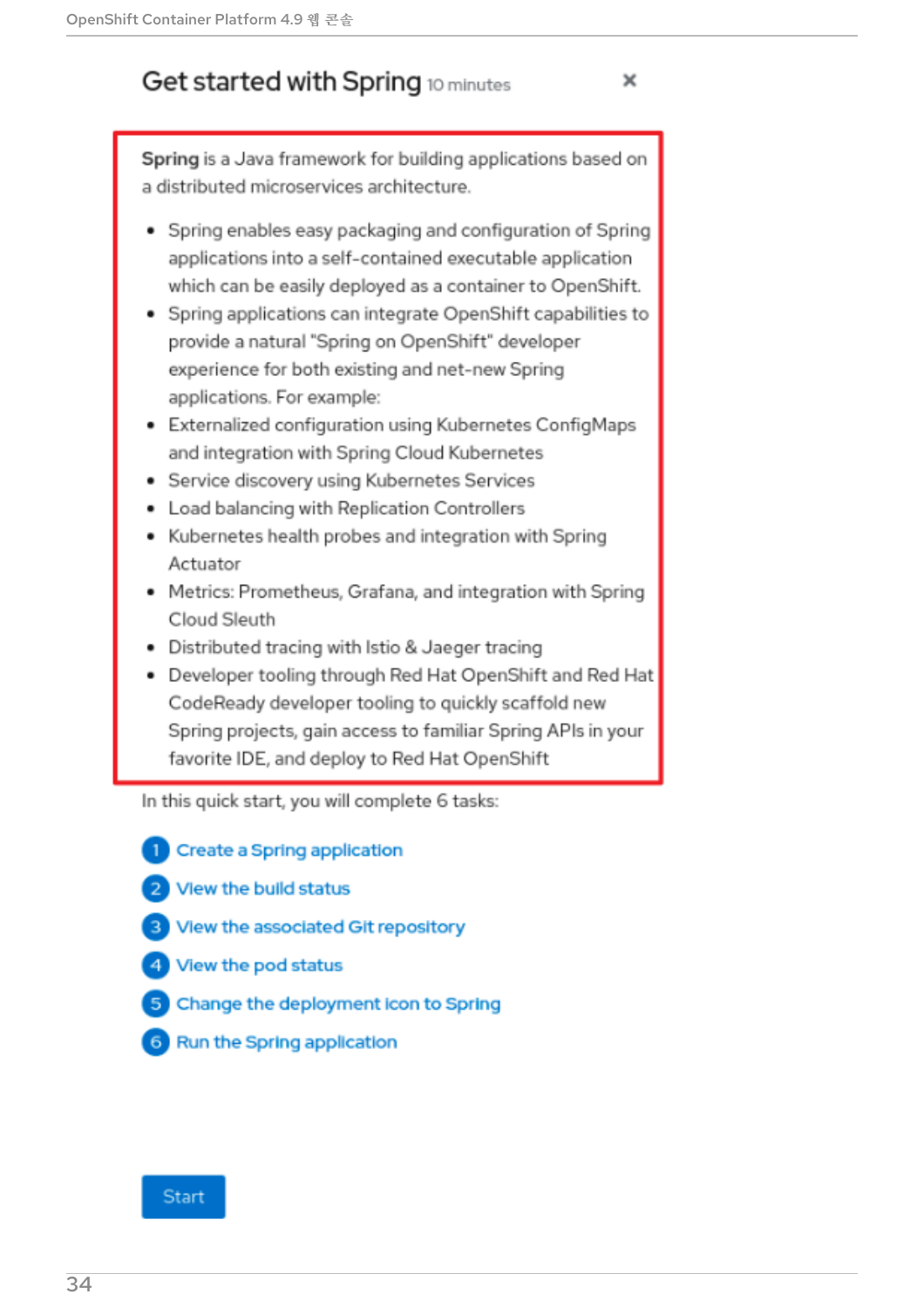# Get started with Spring 10 minutes

×

**Spring** is a Java framework for building applications based on a distributed microservices architecture.

- Spring enables easy packaging and configuration of Spring applications into a self-contained executable application which can be easily deployed as a container to OpenShift.
- Spring applications can integrate OpenShift capabilities to provide a natural "Spring on OpenShift" developer experience for both existing and net-new Spring applications. For example:
- Externalized configuration using Kubernetes ConfigMaps and integration with Spring Cloud Kubernetes
- Service discovery using Kubernetes Services
- Load balancing with Replication Controllers
- Kubernetes health probes and integration with Spring Actuator
- Metrics: Prometheus, Grafana, and integration with Spring Cloud Sleuth
- Distributed tracing with Istio & Jaeger tracing
- Developer tooling through Red Hat OpenShift and Red Hat CodeReady developer tooling to quickly scaffold new Spring projects, gain access to familiar Spring APIs in your favorite IDE, and deploy to Red Hat OpenShift

In this quick start, you will complete 6 tasks:

1. Create a Spring application
2. View the build status
3. View the associated Git repository
4. View the pod status
5. Change the deployment icon to Spring
6. Run the Spring application

Start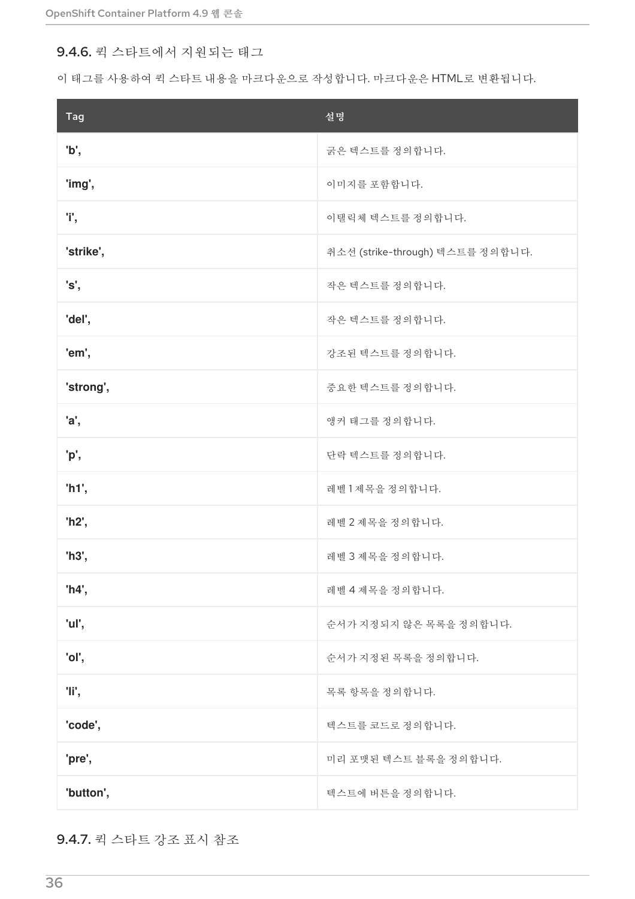### 9.4.6. 퀵 스타트에서 지원되는 태그

이 태그를 사용하여 퀵 스타트 내용을 마크다운으로 작성합니다. 마크다운은 HTML로 변환됩니다.

| Tag | 설명 |
|---|---|
| **'b',** | 굵은 텍스트를 정의합니다. |
| **'img',** | 이미지를 포함합니다. |
| **'i',** | 이탤릭체 텍스트를 정의합니다. |
| **'strike',** | 취소선 (strike-through) 텍스트를 정의합니다. |
| **'s',** | 작은 텍스트를 정의합니다. |
| **'del',** | 작은 텍스트를 정의합니다. |
| **'em',** | 강조된 텍스트를 정의합니다. |
| **'strong',** | 중요한 텍스트를 정의합니다. |
| **'a',** | 앵커 태그를 정의합니다. |
| **'p',** | 단락 텍스트를 정의합니다. |
| **'h1',** | 레벨 1 제목을 정의합니다. |
| **'h2',** | 레벨 2 제목을 정의합니다. |
| **'h3',** | 레벨 3 제목을 정의합니다. |
| **'h4',** | 레벨 4 제목을 정의합니다. |
| **'ul',** | 순서가 지정되지 않은 목록을 정의합니다. |
| **'ol',** | 순서가 지정된 목록을 정의합니다. |
| **'li',** | 목록 항목을 정의합니다. |
| **'code',** | 텍스트를 코드로 정의합니다. |
| **'pre',** | 미리 포맷된 텍스트 블록을 정의합니다. |
| **'button',** | 텍스트에 버튼을 정의합니다. |

### 9.4.7. 퀵 스타트 강조 표시 참조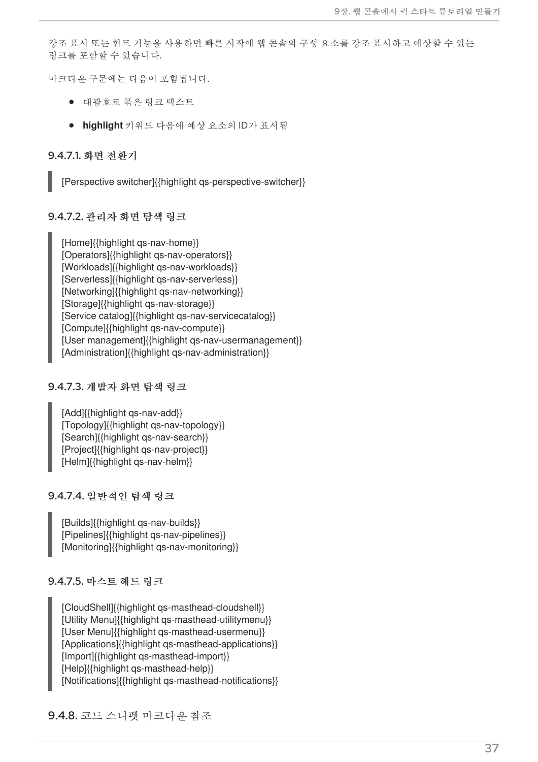강조 표시 또는 힌트 기능을 사용하면 빠른 시작에 웹 콘솔의 구성 요소를 강조 표시하고 예상할 수 있는 링크를 포함할 수 있습니다.

마크다운 구문에는 다음이 포함됩니다.

- 대괄호로 묶은 링크 텍스트
- **highlight** 키워드 다음에 예상 요소의 ID가 표시됨

#### 9.4.7.1. 화면 전환기

```
[Perspective switcher]{{highlight qs-perspective-switcher}}
```

#### 9.4.7.2. 관리자 화면 탐색 링크

```
[Home]{{highlight qs-nav-home}}
[Operators]{{highlight qs-nav-operators}}
[Workloads]{{highlight qs-nav-workloads}}
[Serverless]{{highlight qs-nav-serverless}}
[Networking]{{highlight qs-nav-networking}}
[Storage]{{highlight qs-nav-storage}}
[Service catalog]{{highlight qs-nav-servicecatalog}}
[Compute]{{highlight qs-nav-compute}}
[User management]{{highlight qs-nav-usermanagement}}
[Administration]{{highlight qs-nav-administration}}
```

#### 9.4.7.3. 개발자 화면 탐색 링크

```
[Add]{{highlight qs-nav-add}}
[Topology]{{highlight qs-nav-topology}}
[Search]{{highlight qs-nav-search}}
[Project]{{highlight qs-nav-project}}
[Helm]{{highlight qs-nav-helm}}
```

#### 9.4.7.4. 일반적인 탐색 링크

```
[Builds]{{highlight qs-nav-builds}}
[Pipelines]{{highlight qs-nav-pipelines}}
[Monitoring]{{highlight qs-nav-monitoring}}
```

#### 9.4.7.5. 마스트 헤드 링크

```
[CloudShell]{{highlight qs-masthead-cloudshell}}
[Utility Menu]{{highlight qs-masthead-utilitymenu}}
[User Menu]{{highlight qs-masthead-usermenu}}
[Applications]{{highlight qs-masthead-applications}}
[Import]{{highlight qs-masthead-import}}
[Help]{{highlight qs-masthead-help}}
[Notifications]{{highlight qs-masthead-notifications}}
```

### 9.4.8. 코드 스니펫 마크다운 참조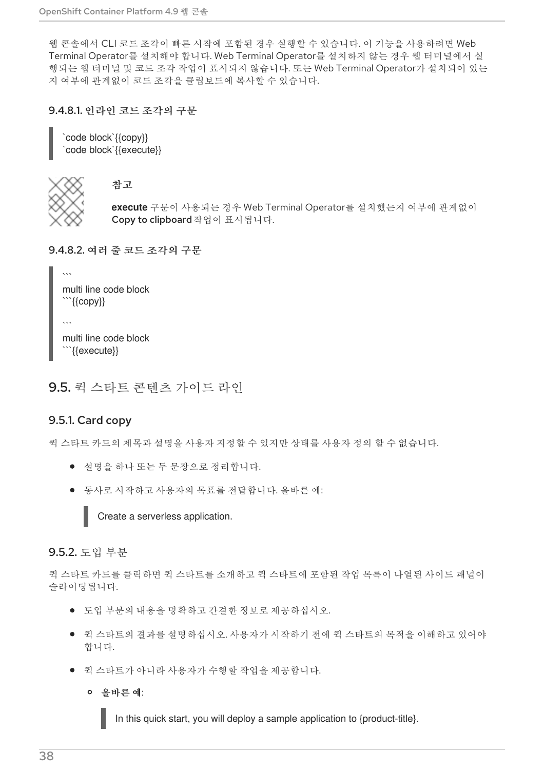웹 콘솔에서 CLI 코드 조각이 빠른 시작에 포함된 경우 실행할 수 있습니다. 이 기능을 사용하려면 Web Terminal Operator를 설치해야 합니다. Web Terminal Operator를 설치하지 않는 경우 웹 터미널에서 실행되는 웹 터미널 및 코드 조각 작업이 표시되지 않습니다. 또는 Web Terminal Operator가 설치되어 있는지 여부에 관계없이 코드 조각을 클립보드에 복사할 수 있습니다.

#### 9.4.8.1. 인라인 코드 조각의 구문

```
`code block`{{copy}}
`code block`{{execute}}
```

> **참고**
>
> **execute** 구문이 사용되는 경우 Web Terminal Operator를 설치했는지 여부에 관계없이 **Copy to clipboard** 작업이 표시됩니다.

#### 9.4.8.2. 여러 줄 코드 조각의 구문

````
```
multi line code block
```{{copy}}

```
multi line code block
```{{execute}}
````

## 9.5. 퀵 스타트 콘텐츠 가이드 라인

### 9.5.1. Card copy

퀵 스타트 카드의 제목과 설명을 사용자 지정할 수 있지만 상태를 사용자 정의 할 수 없습니다.

- 설명을 하나 또는 두 문장으로 정리합니다.
- 동사로 시작하고 사용자의 목표를 전달합니다. 올바른 예:

  ```
  Create a serverless application.
  ```

### 9.5.2. 도입 부분

퀵 스타트 카드를 클릭하면 퀵 스타트를 소개하고 퀵 스타트에 포함된 작업 목록이 나열된 사이드 패널이 슬라이딩됩니다.

- 도입 부분의 내용을 명확하고 간결한 정보로 제공하십시오.
- 퀵 스타트의 결과를 설명하십시오. 사용자가 시작하기 전에 퀵 스타트의 목적을 이해하고 있어야 합니다.
- 퀵 스타트가 아니라 사용자가 수행할 작업을 제공합니다.
  - **올바른 예**:

    ```
    In this quick start, you will deploy a sample application to {product-title}.
    ```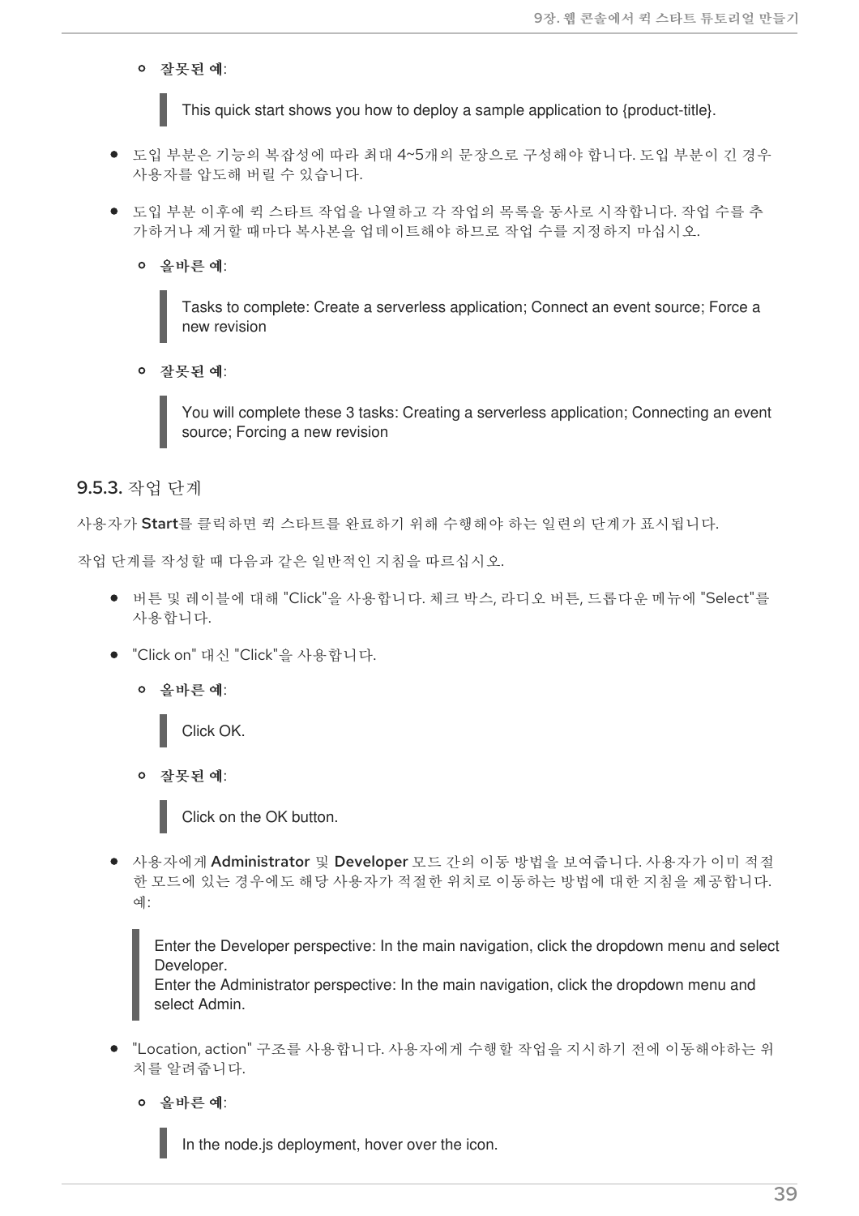- **잘못된 예**:

  > This quick start shows you how to deploy a sample application to {product-title}.

- 도입 부분은 기능의 복잡성에 따라 최대 4~5개의 문장으로 구성해야 합니다. 도입 부분이 긴 경우 사용자를 압도해 버릴 수 있습니다.
- 도입 부분 이후에 퀵 스타트 작업을 나열하고 각 작업의 목록을 동사로 시작합니다. 작업 수를 추가하거나 제거할 때마다 복사본을 업데이트해야 하므로 작업 수를 지정하지 마십시오.
  - **올바른 예**:

    > Tasks to complete: Create a serverless application; Connect an event source; Force a new revision

  - **잘못된 예**:

    > You will complete these 3 tasks: Creating a serverless application; Connecting an event source; Forcing a new revision

### 9.5.3. 작업 단계

사용자가 **Start**를 클릭하면 퀵 스타트를 완료하기 위해 수행해야 하는 일련의 단계가 표시됩니다.

작업 단계를 작성할 때 다음과 같은 일반적인 지침을 따르십시오.

- 버튼 및 레이블에 대해 "Click"을 사용합니다. 체크 박스, 라디오 버튼, 드롭다운 메뉴에 "Select"를 사용합니다.
- "Click on" 대신 "Click"을 사용합니다.
  - **올바른 예**:

    > Click OK.

  - **잘못된 예**:

    > Click on the OK button.

- 사용자에게 **Administrator** 및 **Developer** 모드 간의 이동 방법을 보여줍니다. 사용자가 이미 적절한 모드에 있는 경우에도 해당 사용자가 적절한 위치로 이동하는 방법에 대한 지침을 제공합니다. 예:

  > Enter the Developer perspective: In the main navigation, click the dropdown menu and select Developer.
  > Enter the Administrator perspective: In the main navigation, click the dropdown menu and select Admin.

- "Location, action" 구조를 사용합니다. 사용자에게 수행할 작업을 지시하기 전에 이동해야하는 위치를 알려줍니다.
  - **올바른 예**:

    > In the node.js deployment, hover over the icon.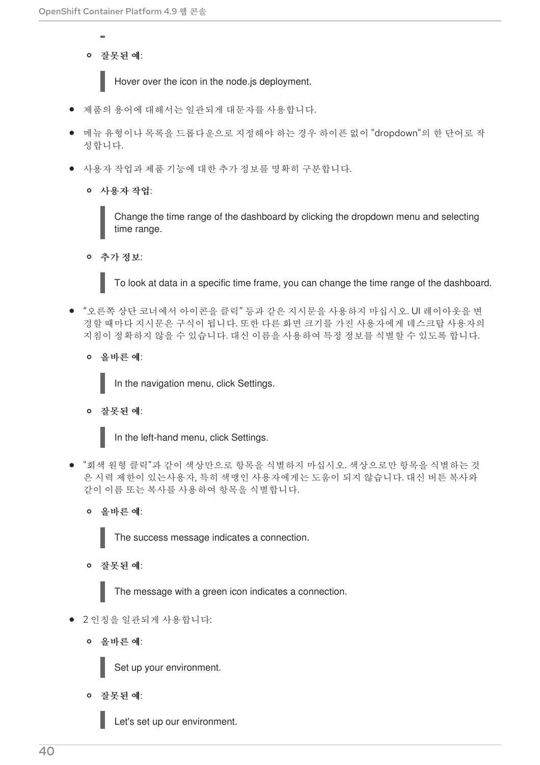-

  - **잘못된 예**:

    > Hover over the icon in the node.js deployment.

- 제품의 용어에 대해서는 일관되게 대문자를 사용합니다.
- 메뉴 유형이나 목록을 드롭다운으로 지정해야 하는 경우 하이픈 없이 "dropdown"의 한 단어로 작성합니다.
- 사용자 작업과 제품 기능에 대한 추가 정보를 명확히 구분합니다.
  - **사용자 작업**:

    > Change the time range of the dashboard by clicking the dropdown menu and selecting time range.

  - **추가 정보**:

    > To look at data in a specific time frame, you can change the time range of the dashboard.

- "오른쪽 상단 코너에서 아이콘을 클릭" 등과 같은 지시문을 사용하지 마십시오. UI 레이아웃을 변경할 때마다 지시문은 구식이 됩니다. 또한 다른 화면 크기를 가진 사용자에게 데스크탑 사용자의 지침이 정확하지 않을 수 있습니다. 대신 이름을 사용하여 특정 정보를 식별할 수 있도록 합니다.
  - **올바른 예**:

    > In the navigation menu, click Settings.

  - **잘못된 예**:

    > In the left-hand menu, click Settings.

- "회색 원형 클릭"과 같이 색상만으로 항목을 식별하지 마십시오. 색상으로만 항목을 식별하는 것은 시력 제한이 있는사용자, 특히 색맹인 사용자에게는 도움이 되지 않습니다. 대신 버튼 복사와 같이 이름 또는 복사를 사용하여 항목을 식별합니다.
  - **올바른 예**:

    > The success message indicates a connection.

  - **잘못된 예**:

    > The message with a green icon indicates a connection.

- 2 인칭을 일관되게 사용합니다:
  - **올바른 예**:

    > Set up your environment.

  - **잘못된 예**:

    > Let's set up our environment.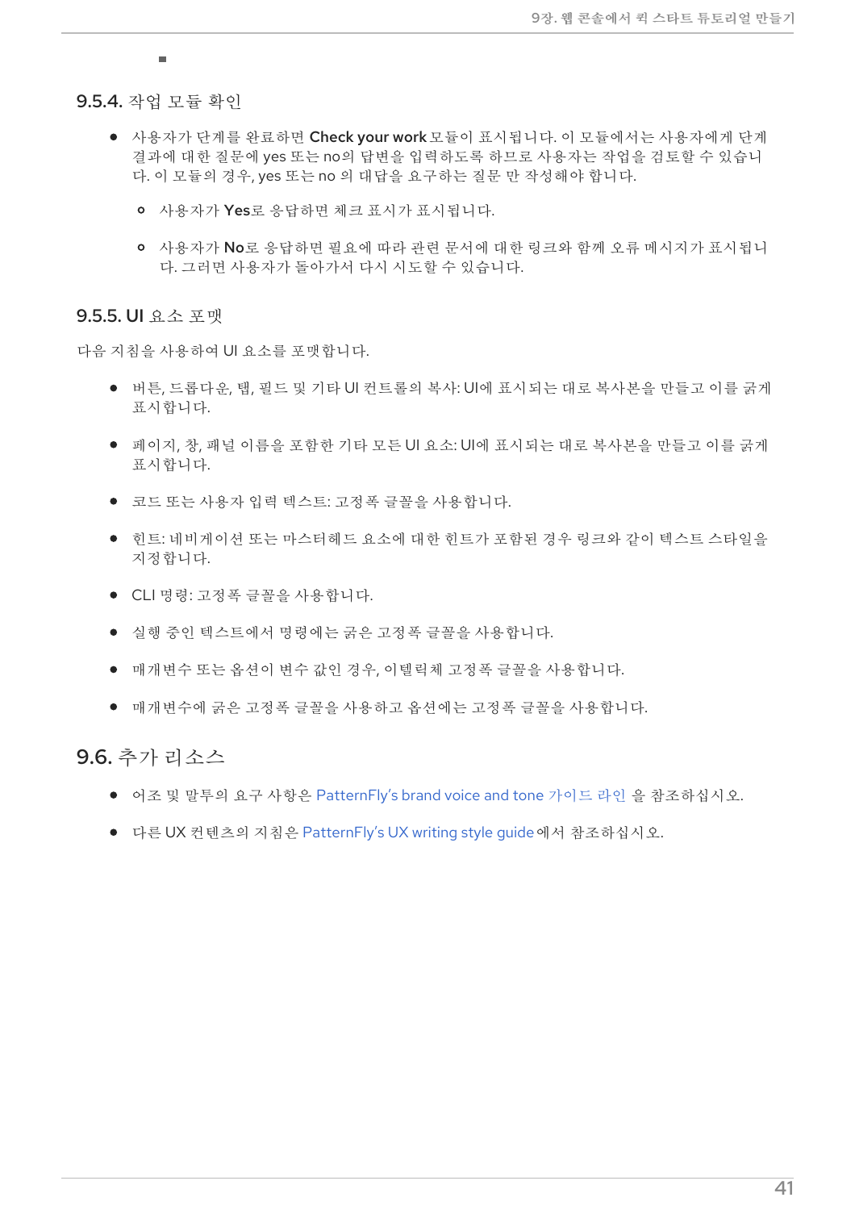▪

### 9.5.4. 작업 모듈 확인

- 사용자가 단계를 완료하면 **Check your work** 모듈이 표시됩니다. 이 모듈에서는 사용자에게 단계 결과에 대한 질문에 yes 또는 no의 답변을 입력하도록 하므로 사용자는 작업을 검토할 수 있습니다. 이 모듈의 경우, yes 또는 no 의 대답을 요구하는 질문 만 작성해야 합니다.
  - 사용자가 **Yes**로 응답하면 체크 표시가 표시됩니다.
  - 사용자가 **No**로 응답하면 필요에 따라 관련 문서에 대한 링크와 함께 오류 메시지가 표시됩니다. 그러면 사용자가 돌아가서 다시 시도할 수 있습니다.

### 9.5.5. UI 요소 포맷

다음 지침을 사용하여 UI 요소를 포맷합니다.

- 버튼, 드롭다운, 탭, 필드 및 기타 UI 컨트롤의 복사: UI에 표시되는 대로 복사본을 만들고 이를 굵게 표시합니다.
- 페이지, 창, 패널 이름을 포함한 기타 모든 UI 요소: UI에 표시되는 대로 복사본을 만들고 이를 굵게 표시합니다.
- 코드 또는 사용자 입력 텍스트: 고정폭 글꼴을 사용합니다.
- 힌트: 네비게이션 또는 마스터헤드 요소에 대한 힌트가 포함된 경우 링크와 같이 텍스트 스타일을 지정합니다.
- CLI 명령: 고정폭 글꼴을 사용합니다.
- 실행 중인 텍스트에서 명령에는 굵은 고정폭 글꼴을 사용합니다.
- 매개변수 또는 옵션이 변수 값인 경우, 이텔릭체 고정폭 글꼴을 사용합니다.
- 매개변수에 굵은 고정폭 글꼴을 사용하고 옵션에는 고정폭 글꼴을 사용합니다.

## 9.6. 추가 리소스

- 어조 및 말투의 요구 사항은 PatternFly's brand voice and tone 가이드 라인 을 참조하십시오.
- 다른 UX 컨텐츠의 지침은 PatternFly's UX writing style guide에서 참조하십시오.